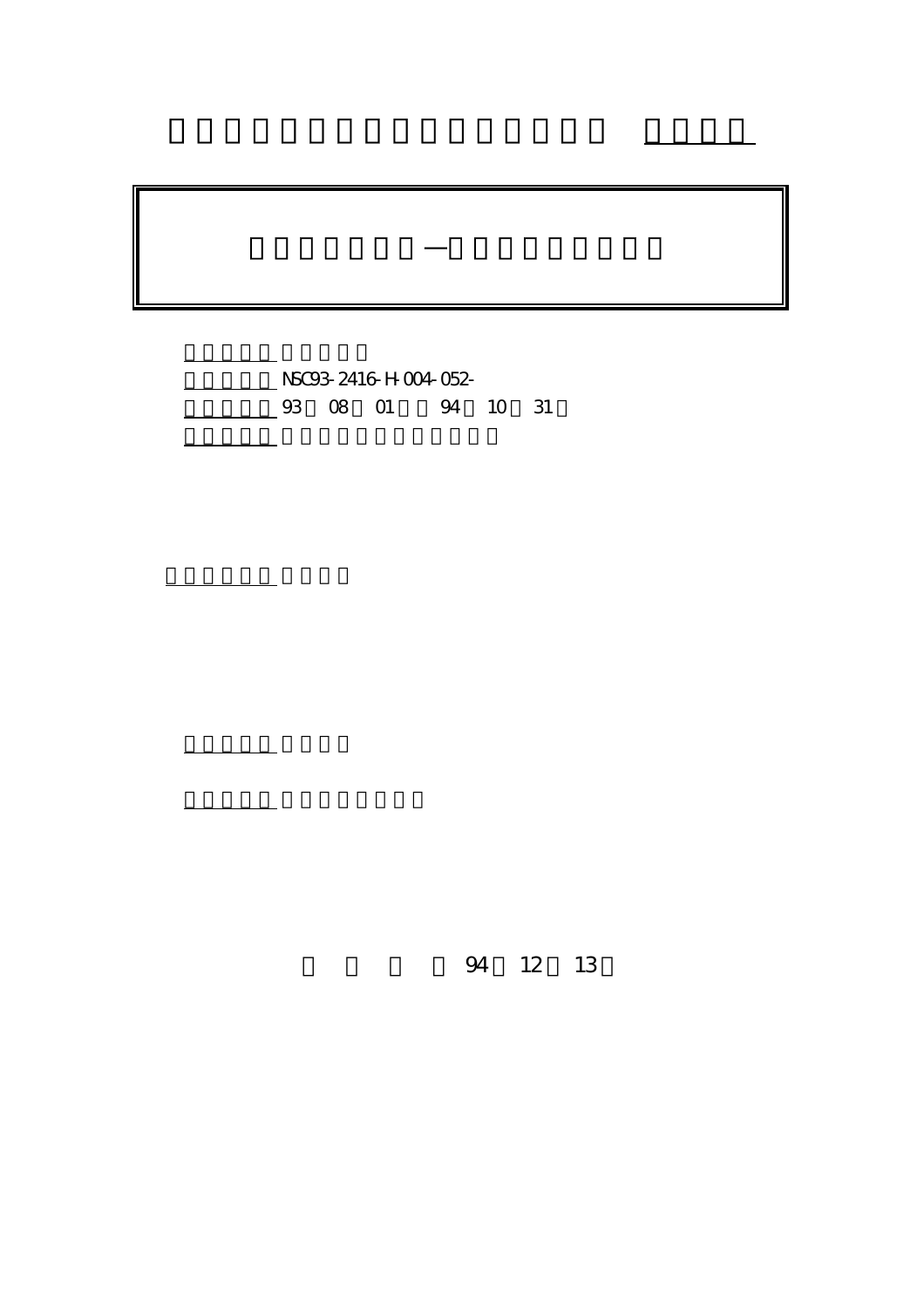NSC93-2416-H-004-052-

93 08 01 94 10 31

94 12 13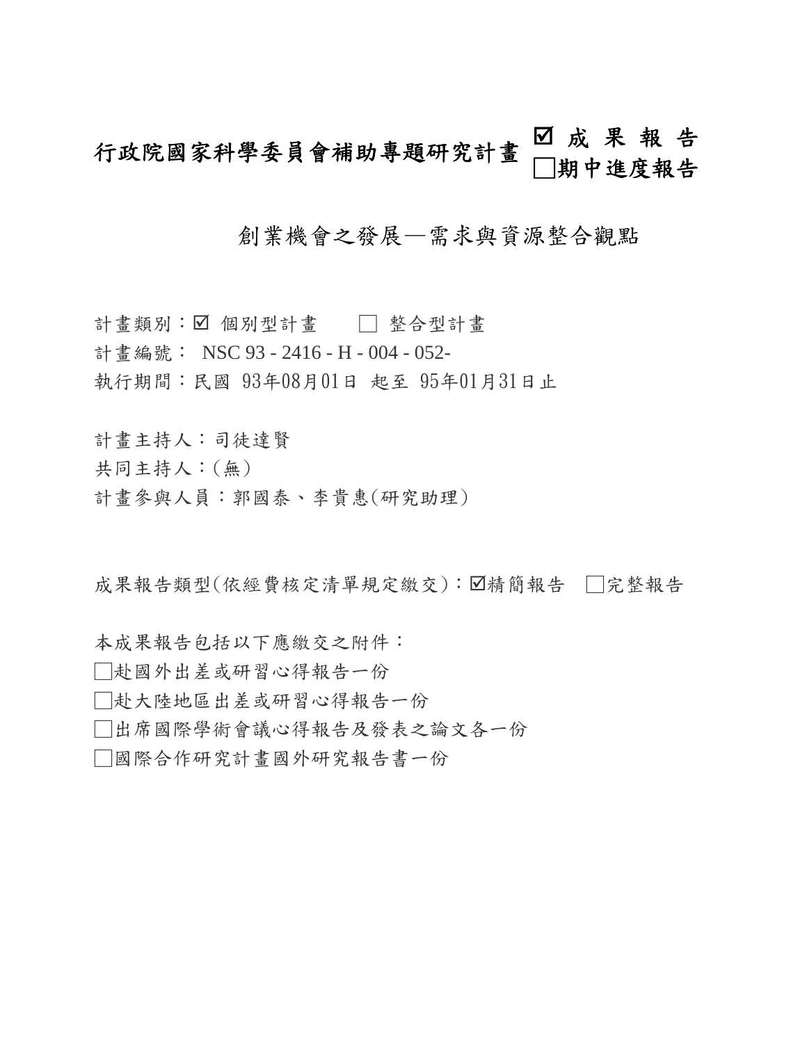# 行政院國家科學委員會補助專題研究計畫

☑ 成 果 報 告
□期中進度報告

## 創業機會之發展—需求與資源整合觀點

計畫類別：☑ 個別型計畫　　□ 整合型計畫
計畫編號： NSC 93 - 2416 - H - 004 - 052-
執行期間：民國 93年08月01日 起至 95年01月31日止

計畫主持人：司徒達賢
共同主持人：(無)
計畫參與人員：郭國泰、李貴惠(研究助理)

成果報告類型(依經費核定清單規定繳交)：☑精簡報告　□完整報告

本成果報告包括以下應繳交之附件：
□赴國外出差或研習心得報告一份
□赴大陸地區出差或研習心得報告一份
□出席國際學術會議心得報告及發表之論文各一份
□國際合作研究計畫國外研究報告書一份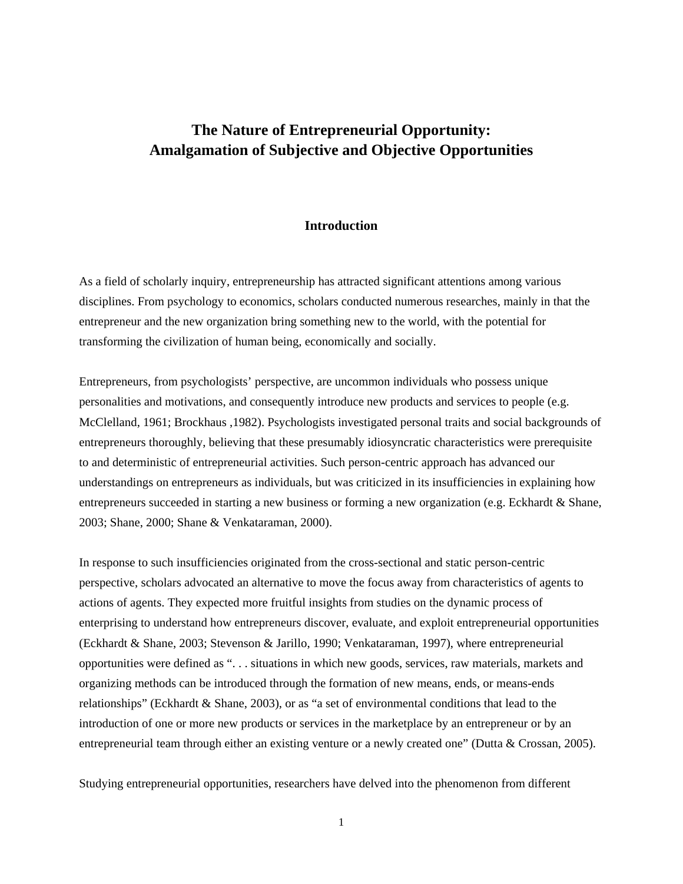# The Nature of Entrepreneurial Opportunity: Amalgamation of Subjective and Objective Opportunities

## Introduction

As a field of scholarly inquiry, entrepreneurship has attracted significant attentions among various disciplines. From psychology to economics, scholars conducted numerous researches, mainly in that the entrepreneur and the new organization bring something new to the world, with the potential for transforming the civilization of human being, economically and socially.

Entrepreneurs, from psychologists' perspective, are uncommon individuals who possess unique personalities and motivations, and consequently introduce new products and services to people (e.g. McClelland, 1961; Brockhaus ,1982). Psychologists investigated personal traits and social backgrounds of entrepreneurs thoroughly, believing that these presumably idiosyncratic characteristics were prerequisite to and deterministic of entrepreneurial activities. Such person-centric approach has advanced our understandings on entrepreneurs as individuals, but was criticized in its insufficiencies in explaining how entrepreneurs succeeded in starting a new business or forming a new organization (e.g. Eckhardt & Shane, 2003; Shane, 2000; Shane & Venkataraman, 2000).

In response to such insufficiencies originated from the cross-sectional and static person-centric perspective, scholars advocated an alternative to move the focus away from characteristics of agents to actions of agents. They expected more fruitful insights from studies on the dynamic process of enterprising to understand how entrepreneurs discover, evaluate, and exploit entrepreneurial opportunities (Eckhardt & Shane, 2003; Stevenson & Jarillo, 1990; Venkataraman, 1997), where entrepreneurial opportunities were defined as ". . . situations in which new goods, services, raw materials, markets and organizing methods can be introduced through the formation of new means, ends, or means-ends relationships" (Eckhardt & Shane, 2003), or as "a set of environmental conditions that lead to the introduction of one or more new products or services in the marketplace by an entrepreneur or by an entrepreneurial team through either an existing venture or a newly created one" (Dutta & Crossan, 2005).

Studying entrepreneurial opportunities, researchers have delved into the phenomenon from different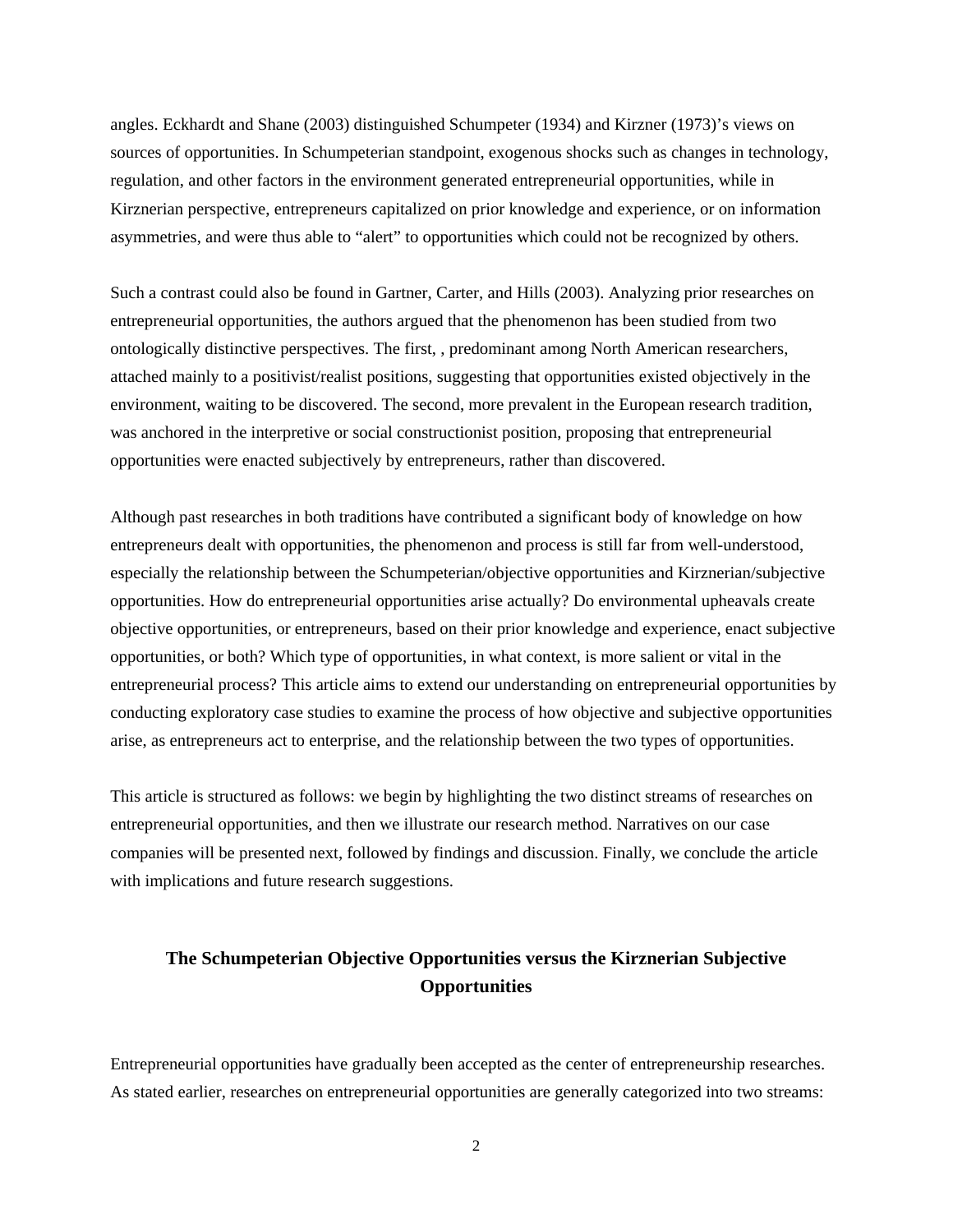angles. Eckhardt and Shane (2003) distinguished Schumpeter (1934) and Kirzner (1973)'s views on sources of opportunities. In Schumpeterian standpoint, exogenous shocks such as changes in technology, regulation, and other factors in the environment generated entrepreneurial opportunities, while in Kirznerian perspective, entrepreneurs capitalized on prior knowledge and experience, or on information asymmetries, and were thus able to "alert" to opportunities which could not be recognized by others.

Such a contrast could also be found in Gartner, Carter, and Hills (2003). Analyzing prior researches on entrepreneurial opportunities, the authors argued that the phenomenon has been studied from two ontologically distinctive perspectives. The first, , predominant among North American researchers, attached mainly to a positivist/realist positions, suggesting that opportunities existed objectively in the environment, waiting to be discovered. The second, more prevalent in the European research tradition, was anchored in the interpretive or social constructionist position, proposing that entrepreneurial opportunities were enacted subjectively by entrepreneurs, rather than discovered.

Although past researches in both traditions have contributed a significant body of knowledge on how entrepreneurs dealt with opportunities, the phenomenon and process is still far from well-understood, especially the relationship between the Schumpeterian/objective opportunities and Kirznerian/subjective opportunities. How do entrepreneurial opportunities arise actually? Do environmental upheavals create objective opportunities, or entrepreneurs, based on their prior knowledge and experience, enact subjective opportunities, or both? Which type of opportunities, in what context, is more salient or vital in the entrepreneurial process? This article aims to extend our understanding on entrepreneurial opportunities by conducting exploratory case studies to examine the process of how objective and subjective opportunities arise, as entrepreneurs act to enterprise, and the relationship between the two types of opportunities.

This article is structured as follows: we begin by highlighting the two distinct streams of researches on entrepreneurial opportunities, and then we illustrate our research method. Narratives on our case companies will be presented next, followed by findings and discussion. Finally, we conclude the article with implications and future research suggestions.

## The Schumpeterian Objective Opportunities versus the Kirznerian Subjective Opportunities

Entrepreneurial opportunities have gradually been accepted as the center of entrepreneurship researches. As stated earlier, researches on entrepreneurial opportunities are generally categorized into two streams: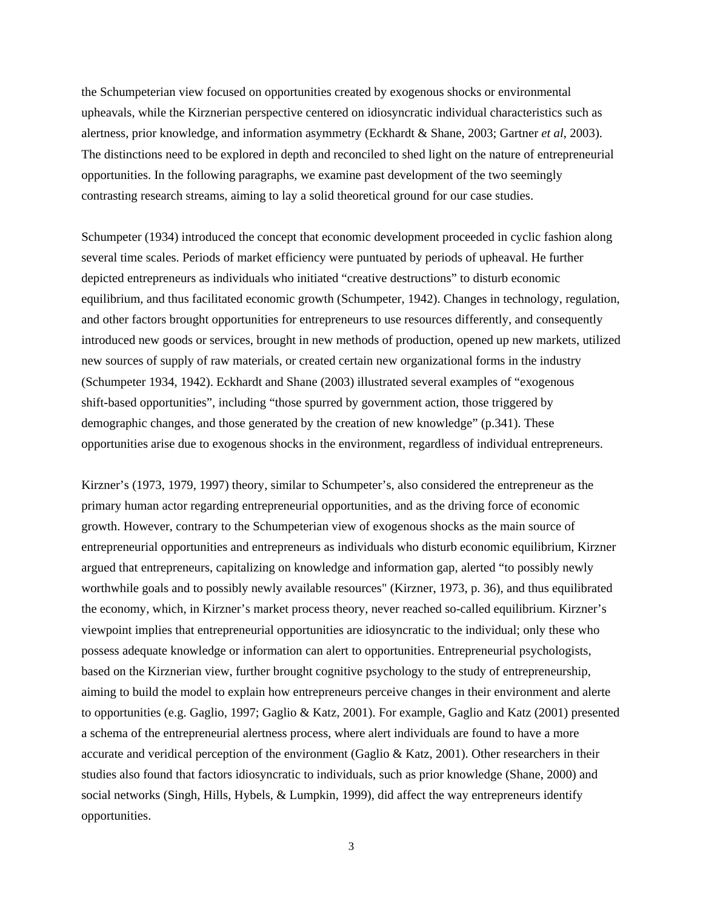the Schumpeterian view focused on opportunities created by exogenous shocks or environmental upheavals, while the Kirznerian perspective centered on idiosyncratic individual characteristics such as alertness, prior knowledge, and information asymmetry (Eckhardt & Shane, 2003; Gartner *et al*, 2003). The distinctions need to be explored in depth and reconciled to shed light on the nature of entrepreneurial opportunities. In the following paragraphs, we examine past development of the two seemingly contrasting research streams, aiming to lay a solid theoretical ground for our case studies.

Schumpeter (1934) introduced the concept that economic development proceeded in cyclic fashion along several time scales. Periods of market efficiency were puntuated by periods of upheaval. He further depicted entrepreneurs as individuals who initiated "creative destructions" to disturb economic equilibrium, and thus facilitated economic growth (Schumpeter, 1942). Changes in technology, regulation, and other factors brought opportunities for entrepreneurs to use resources differently, and consequently introduced new goods or services, brought in new methods of production, opened up new markets, utilized new sources of supply of raw materials, or created certain new organizational forms in the industry (Schumpeter 1934, 1942). Eckhardt and Shane (2003) illustrated several examples of "exogenous shift-based opportunities", including "those spurred by government action, those triggered by demographic changes, and those generated by the creation of new knowledge" (p.341). These opportunities arise due to exogenous shocks in the environment, regardless of individual entrepreneurs.

Kirzner's (1973, 1979, 1997) theory, similar to Schumpeter's, also considered the entrepreneur as the primary human actor regarding entrepreneurial opportunities, and as the driving force of economic growth. However, contrary to the Schumpeterian view of exogenous shocks as the main source of entrepreneurial opportunities and entrepreneurs as individuals who disturb economic equilibrium, Kirzner argued that entrepreneurs, capitalizing on knowledge and information gap, alerted "to possibly newly worthwhile goals and to possibly newly available resources" (Kirzner, 1973, p. 36), and thus equilibrated the economy, which, in Kirzner's market process theory, never reached so-called equilibrium. Kirzner's viewpoint implies that entrepreneurial opportunities are idiosyncratic to the individual; only these who possess adequate knowledge or information can alert to opportunities. Entrepreneurial psychologists, based on the Kirznerian view, further brought cognitive psychology to the study of entrepreneurship, aiming to build the model to explain how entrepreneurs perceive changes in their environment and alerte to opportunities (e.g. Gaglio, 1997; Gaglio & Katz, 2001). For example, Gaglio and Katz (2001) presented a schema of the entrepreneurial alertness process, where alert individuals are found to have a more accurate and veridical perception of the environment (Gaglio & Katz, 2001). Other researchers in their studies also found that factors idiosyncratic to individuals, such as prior knowledge (Shane, 2000) and social networks (Singh, Hills, Hybels, & Lumpkin, 1999), did affect the way entrepreneurs identify opportunities.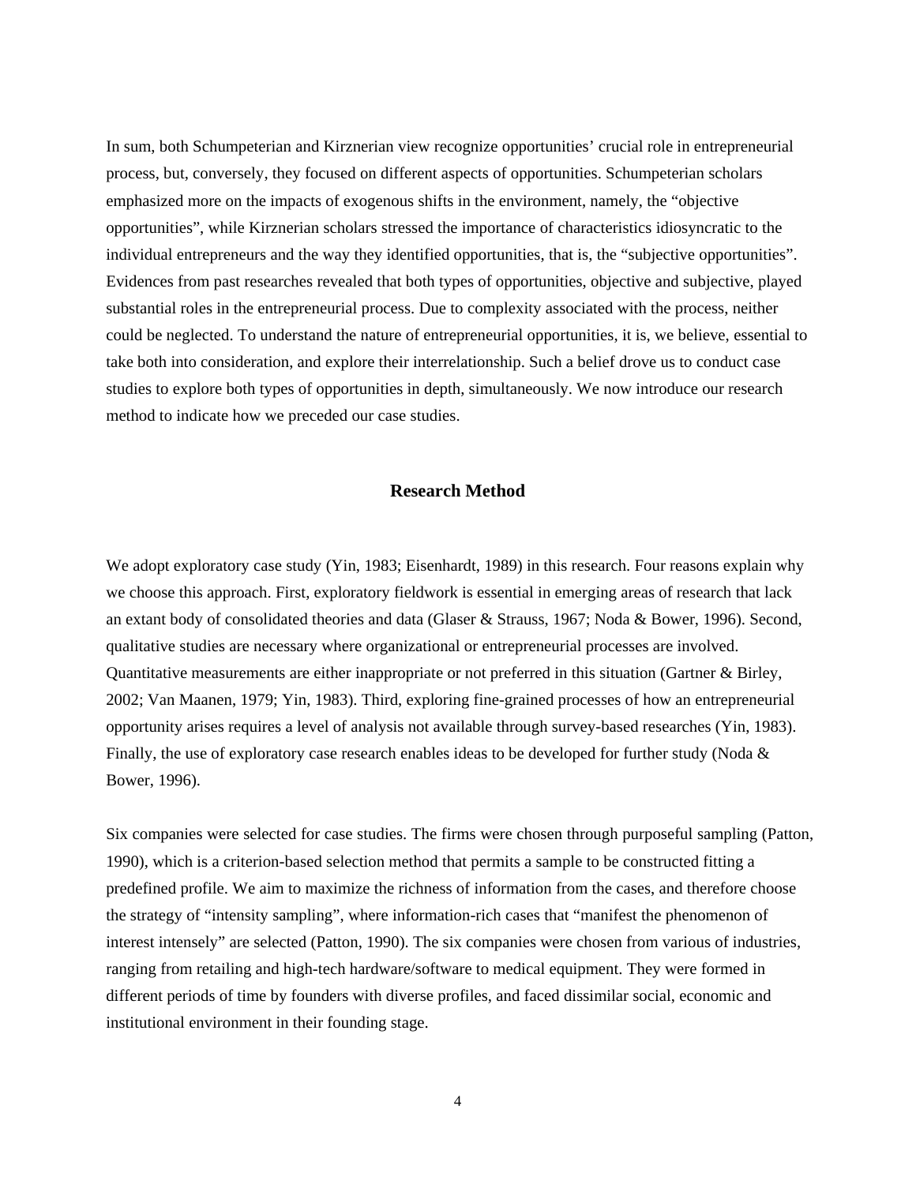In sum, both Schumpeterian and Kirznerian view recognize opportunities' crucial role in entrepreneurial process, but, conversely, they focused on different aspects of opportunities. Schumpeterian scholars emphasized more on the impacts of exogenous shifts in the environment, namely, the "objective opportunities", while Kirznerian scholars stressed the importance of characteristics idiosyncratic to the individual entrepreneurs and the way they identified opportunities, that is, the "subjective opportunities". Evidences from past researches revealed that both types of opportunities, objective and subjective, played substantial roles in the entrepreneurial process. Due to complexity associated with the process, neither could be neglected. To understand the nature of entrepreneurial opportunities, it is, we believe, essential to take both into consideration, and explore their interrelationship. Such a belief drove us to conduct case studies to explore both types of opportunities in depth, simultaneously. We now introduce our research method to indicate how we preceded our case studies.

## Research Method

We adopt exploratory case study (Yin, 1983; Eisenhardt, 1989) in this research. Four reasons explain why we choose this approach. First, exploratory fieldwork is essential in emerging areas of research that lack an extant body of consolidated theories and data (Glaser & Strauss, 1967; Noda & Bower, 1996). Second, qualitative studies are necessary where organizational or entrepreneurial processes are involved. Quantitative measurements are either inappropriate or not preferred in this situation (Gartner & Birley, 2002; Van Maanen, 1979; Yin, 1983). Third, exploring fine-grained processes of how an entrepreneurial opportunity arises requires a level of analysis not available through survey-based researches (Yin, 1983). Finally, the use of exploratory case research enables ideas to be developed for further study (Noda & Bower, 1996).

Six companies were selected for case studies. The firms were chosen through purposeful sampling (Patton, 1990), which is a criterion-based selection method that permits a sample to be constructed fitting a predefined profile. We aim to maximize the richness of information from the cases, and therefore choose the strategy of "intensity sampling", where information-rich cases that "manifest the phenomenon of interest intensely" are selected (Patton, 1990). The six companies were chosen from various of industries, ranging from retailing and high-tech hardware/software to medical equipment. They were formed in different periods of time by founders with diverse profiles, and faced dissimilar social, economic and institutional environment in their founding stage.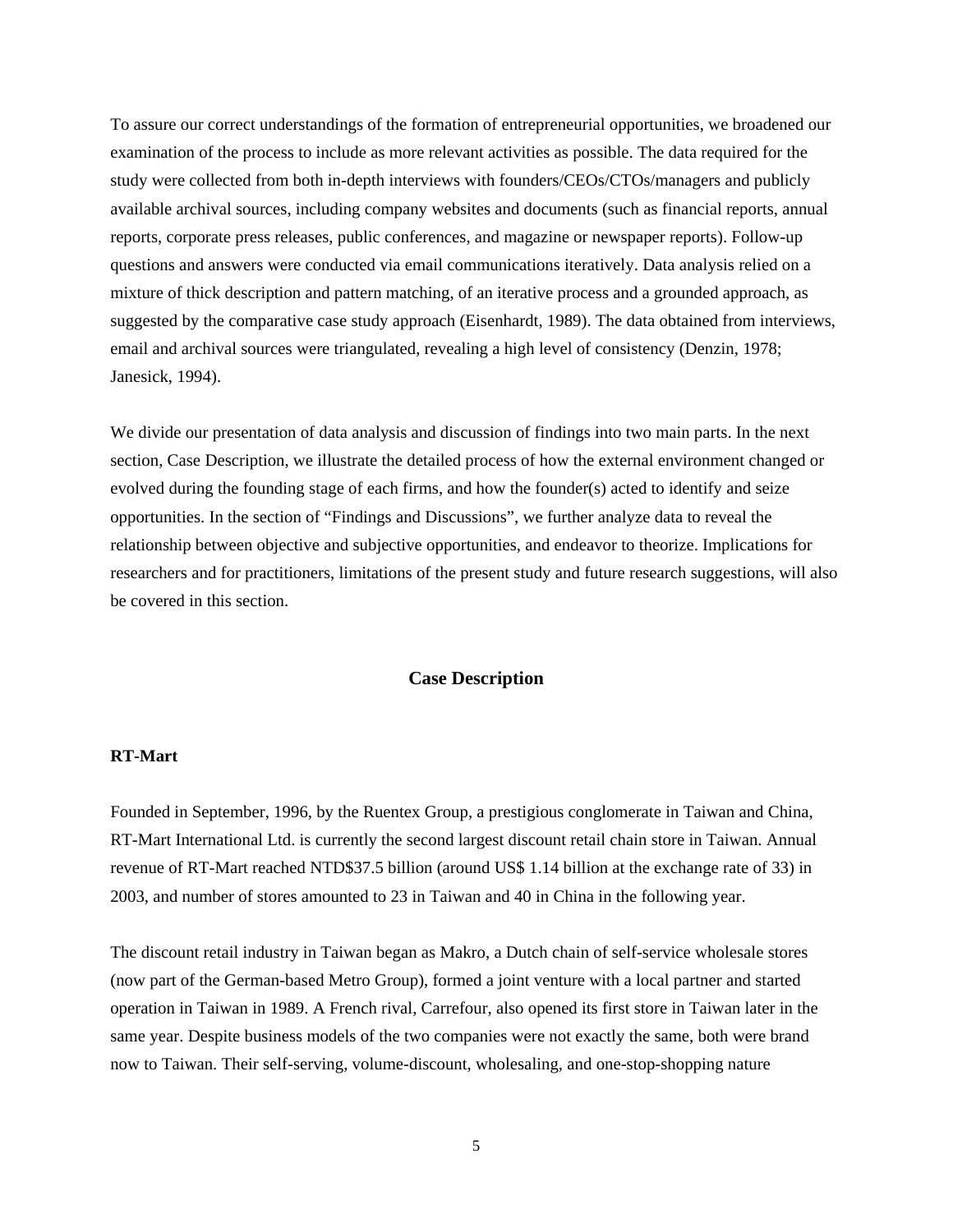To assure our correct understandings of the formation of entrepreneurial opportunities, we broadened our examination of the process to include as more relevant activities as possible. The data required for the study were collected from both in-depth interviews with founders/CEOs/CTOs/managers and publicly available archival sources, including company websites and documents (such as financial reports, annual reports, corporate press releases, public conferences, and magazine or newspaper reports). Follow-up questions and answers were conducted via email communications iteratively. Data analysis relied on a mixture of thick description and pattern matching, of an iterative process and a grounded approach, as suggested by the comparative case study approach (Eisenhardt, 1989). The data obtained from interviews, email and archival sources were triangulated, revealing a high level of consistency (Denzin, 1978; Janesick, 1994).

We divide our presentation of data analysis and discussion of findings into two main parts. In the next section, Case Description, we illustrate the detailed process of how the external environment changed or evolved during the founding stage of each firms, and how the founder(s) acted to identify and seize opportunities. In the section of "Findings and Discussions", we further analyze data to reveal the relationship between objective and subjective opportunities, and endeavor to theorize. Implications for researchers and for practitioners, limitations of the present study and future research suggestions, will also be covered in this section.

## Case Description

### RT-Mart

Founded in September, 1996, by the Ruentex Group, a prestigious conglomerate in Taiwan and China, RT-Mart International Ltd. is currently the second largest discount retail chain store in Taiwan. Annual revenue of RT-Mart reached NTD$37.5 billion (around US$ 1.14 billion at the exchange rate of 33) in 2003, and number of stores amounted to 23 in Taiwan and 40 in China in the following year.

The discount retail industry in Taiwan began as Makro, a Dutch chain of self-service wholesale stores (now part of the German-based Metro Group), formed a joint venture with a local partner and started operation in Taiwan in 1989. A French rival, Carrefour, also opened its first store in Taiwan later in the same year. Despite business models of the two companies were not exactly the same, both were brand now to Taiwan. Their self-serving, volume-discount, wholesaling, and one-stop-shopping nature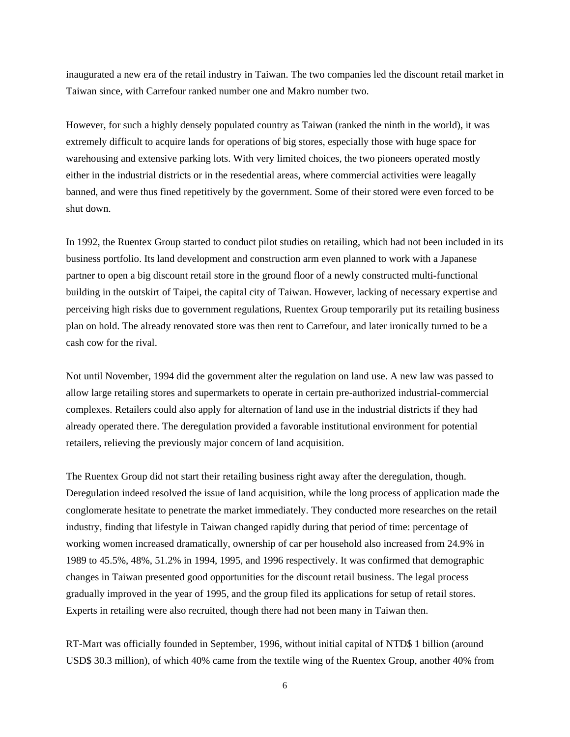inaugurated a new era of the retail industry in Taiwan. The two companies led the discount retail market in Taiwan since, with Carrefour ranked number one and Makro number two.

However, for such a highly densely populated country as Taiwan (ranked the ninth in the world), it was extremely difficult to acquire lands for operations of big stores, especially those with huge space for warehousing and extensive parking lots. With very limited choices, the two pioneers operated mostly either in the industrial districts or in the resedential areas, where commercial activities were leagally banned, and were thus fined repetitively by the government. Some of their stored were even forced to be shut down.

In 1992, the Ruentex Group started to conduct pilot studies on retailing, which had not been included in its business portfolio. Its land development and construction arm even planned to work with a Japanese partner to open a big discount retail store in the ground floor of a newly constructed multi-functional building in the outskirt of Taipei, the capital city of Taiwan. However, lacking of necessary expertise and perceiving high risks due to government regulations, Ruentex Group temporarily put its retailing business plan on hold. The already renovated store was then rent to Carrefour, and later ironically turned to be a cash cow for the rival.

Not until November, 1994 did the government alter the regulation on land use. A new law was passed to allow large retailing stores and supermarkets to operate in certain pre-authorized industrial-commercial complexes. Retailers could also apply for alternation of land use in the industrial districts if they had already operated there. The deregulation provided a favorable institutional environment for potential retailers, relieving the previously major concern of land acquisition.

The Ruentex Group did not start their retailing business right away after the deregulation, though. Deregulation indeed resolved the issue of land acquisition, while the long process of application made the conglomerate hesitate to penetrate the market immediately. They conducted more researches on the retail industry, finding that lifestyle in Taiwan changed rapidly during that period of time: percentage of working women increased dramatically, ownership of car per household also increased from 24.9% in 1989 to 45.5%, 48%, 51.2% in 1994, 1995, and 1996 respectively. It was confirmed that demographic changes in Taiwan presented good opportunities for the discount retail business. The legal process gradually improved in the year of 1995, and the group filed its applications for setup of retail stores. Experts in retailing were also recruited, though there had not been many in Taiwan then.

RT-Mart was officially founded in September, 1996, without initial capital of NTD$ 1 billion (around USD$ 30.3 million), of which 40% came from the textile wing of the Ruentex Group, another 40% from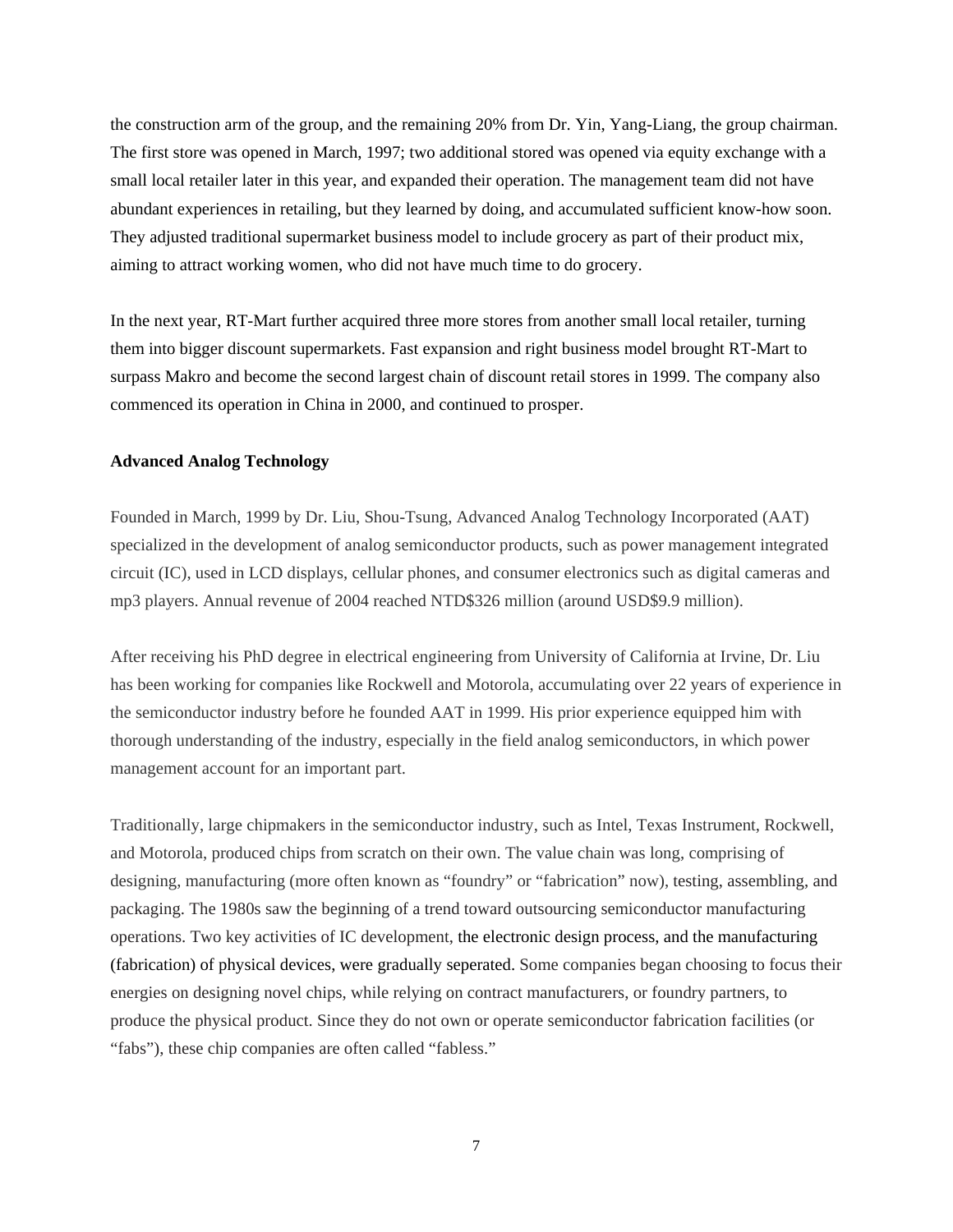the construction arm of the group, and the remaining 20% from Dr. Yin, Yang-Liang, the group chairman. The first store was opened in March, 1997; two additional stored was opened via equity exchange with a small local retailer later in this year, and expanded their operation. The management team did not have abundant experiences in retailing, but they learned by doing, and accumulated sufficient know-how soon. They adjusted traditional supermarket business model to include grocery as part of their product mix, aiming to attract working women, who did not have much time to do grocery.

In the next year, RT-Mart further acquired three more stores from another small local retailer, turning them into bigger discount supermarkets. Fast expansion and right business model brought RT-Mart to surpass Makro and become the second largest chain of discount retail stores in 1999. The company also commenced its operation in China in 2000, and continued to prosper.

**Advanced Analog Technology**

Founded in March, 1999 by Dr. Liu, Shou-Tsung, Advanced Analog Technology Incorporated (AAT) specialized in the development of analog semiconductor products, such as power management integrated circuit (IC), used in LCD displays, cellular phones, and consumer electronics such as digital cameras and mp3 players. Annual revenue of 2004 reached NTD$326 million (around USD$9.9 million).

After receiving his PhD degree in electrical engineering from University of California at Irvine, Dr. Liu has been working for companies like Rockwell and Motorola, accumulating over 22 years of experience in the semiconductor industry before he founded AAT in 1999. His prior experience equipped him with thorough understanding of the industry, especially in the field analog semiconductors, in which power management account for an important part.

Traditionally, large chipmakers in the semiconductor industry, such as Intel, Texas Instrument, Rockwell, and Motorola, produced chips from scratch on their own. The value chain was long, comprising of designing, manufacturing (more often known as "foundry" or "fabrication" now), testing, assembling, and packaging. The 1980s saw the beginning of a trend toward outsourcing semiconductor manufacturing operations. Two key activities of IC development, the electronic design process, and the manufacturing (fabrication) of physical devices, were gradually seperated. Some companies began choosing to focus their energies on designing novel chips, while relying on contract manufacturers, or foundry partners, to produce the physical product. Since they do not own or operate semiconductor fabrication facilities (or "fabs"), these chip companies are often called "fabless."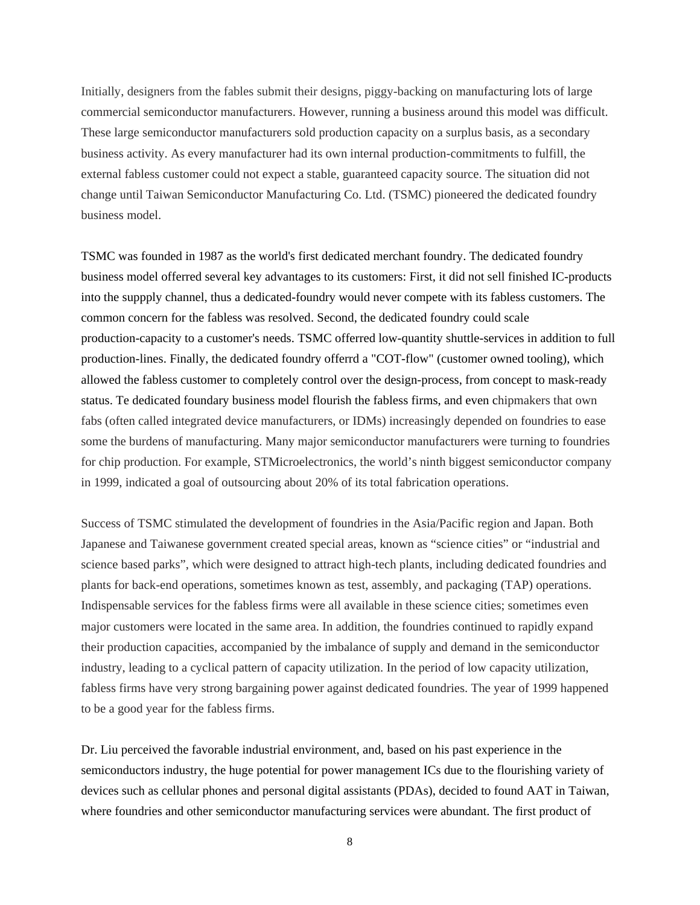Initially, designers from the fables submit their designs, piggy-backing on manufacturing lots of large commercial semiconductor manufacturers. However, running a business around this model was difficult. These large semiconductor manufacturers sold production capacity on a surplus basis, as a secondary business activity. As every manufacturer had its own internal production-commitments to fulfill, the external fabless customer could not expect a stable, guaranteed capacity source. The situation did not change until Taiwan Semiconductor Manufacturing Co. Ltd. (TSMC) pioneered the dedicated foundry business model.

TSMC was founded in 1987 as the world's first dedicated merchant foundry. The dedicated foundry business model offerred several key advantages to its customers: First, it did not sell finished IC-products into the suppply channel, thus a dedicated-foundry would never compete with its fabless customers. The common concern for the fabless was resolved. Second, the dedicated foundry could scale production-capacity to a customer's needs. TSMC offerred low-quantity shuttle-services in addition to full production-lines. Finally, the dedicated foundry offerrd a "COT-flow" (customer owned tooling), which allowed the fabless customer to completely control over the design-process, from concept to mask-ready status. Te dedicated foundary business model flourish the fabless firms, and even chipmakers that own fabs (often called integrated device manufacturers, or IDMs) increasingly depended on foundries to ease some the burdens of manufacturing. Many major semiconductor manufacturers were turning to foundries for chip production. For example, STMicroelectronics, the world's ninth biggest semiconductor company in 1999, indicated a goal of outsourcing about 20% of its total fabrication operations.

Success of TSMC stimulated the development of foundries in the Asia/Pacific region and Japan. Both Japanese and Taiwanese government created special areas, known as "science cities" or "industrial and science based parks", which were designed to attract high-tech plants, including dedicated foundries and plants for back-end operations, sometimes known as test, assembly, and packaging (TAP) operations. Indispensable services for the fabless firms were all available in these science cities; sometimes even major customers were located in the same area. In addition, the foundries continued to rapidly expand their production capacities, accompanied by the imbalance of supply and demand in the semiconductor industry, leading to a cyclical pattern of capacity utilization. In the period of low capacity utilization, fabless firms have very strong bargaining power against dedicated foundries. The year of 1999 happened to be a good year for the fabless firms.

Dr. Liu perceived the favorable industrial environment, and, based on his past experience in the semiconductors industry, the huge potential for power management ICs due to the flourishing variety of devices such as cellular phones and personal digital assistants (PDAs), decided to found AAT in Taiwan, where foundries and other semiconductor manufacturing services were abundant. The first product of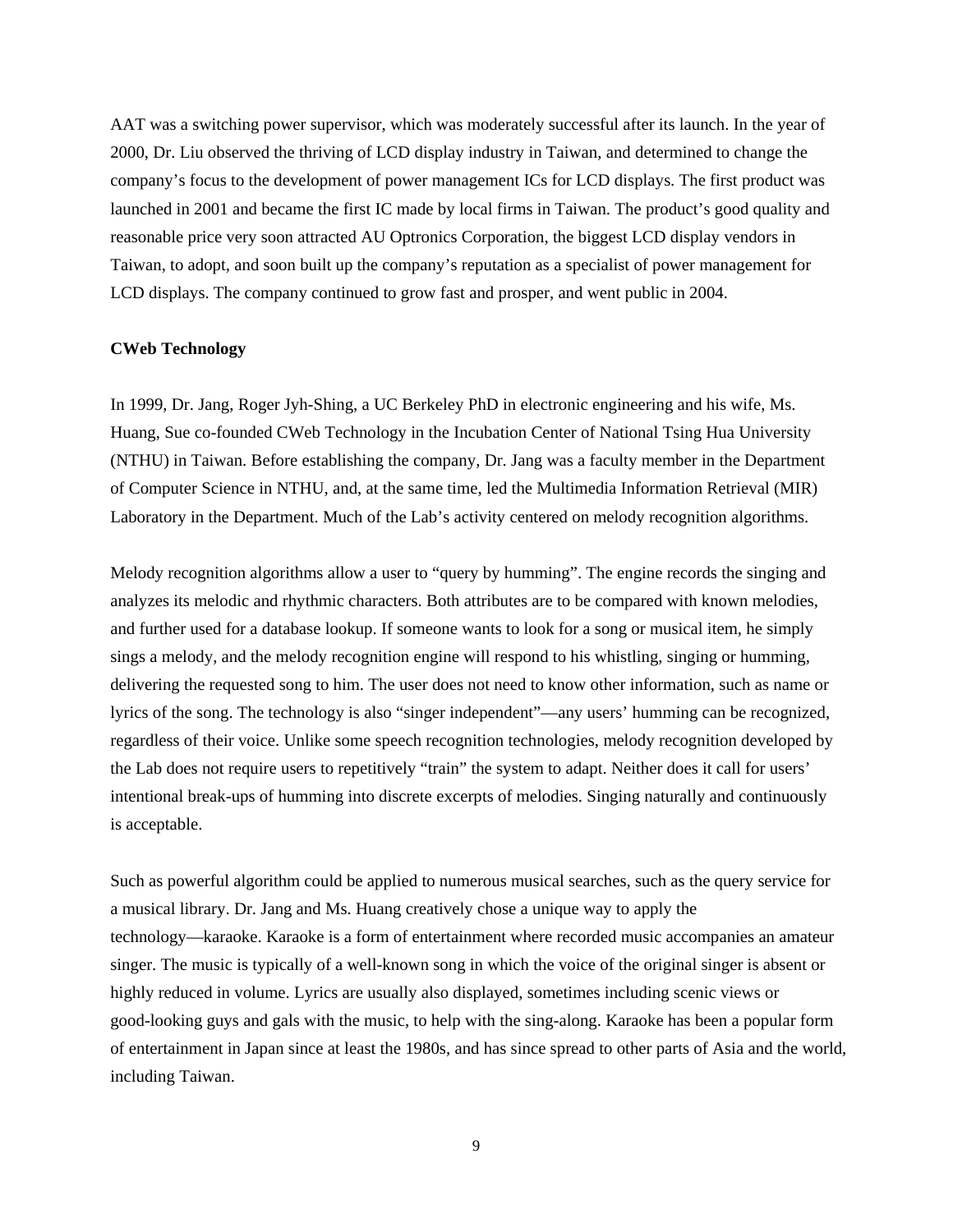AAT was a switching power supervisor, which was moderately successful after its launch. In the year of 2000, Dr. Liu observed the thriving of LCD display industry in Taiwan, and determined to change the company's focus to the development of power management ICs for LCD displays. The first product was launched in 2001 and became the first IC made by local firms in Taiwan. The product's good quality and reasonable price very soon attracted AU Optronics Corporation, the biggest LCD display vendors in Taiwan, to adopt, and soon built up the company's reputation as a specialist of power management for LCD displays. The company continued to grow fast and prosper, and went public in 2004.

**CWeb Technology**

In 1999, Dr. Jang, Roger Jyh-Shing, a UC Berkeley PhD in electronic engineering and his wife, Ms. Huang, Sue co-founded CWeb Technology in the Incubation Center of National Tsing Hua University (NTHU) in Taiwan. Before establishing the company, Dr. Jang was a faculty member in the Department of Computer Science in NTHU, and, at the same time, led the Multimedia Information Retrieval (MIR) Laboratory in the Department. Much of the Lab's activity centered on melody recognition algorithms.

Melody recognition algorithms allow a user to "query by humming". The engine records the singing and analyzes its melodic and rhythmic characters. Both attributes are to be compared with known melodies, and further used for a database lookup. If someone wants to look for a song or musical item, he simply sings a melody, and the melody recognition engine will respond to his whistling, singing or humming, delivering the requested song to him. The user does not need to know other information, such as name or lyrics of the song. The technology is also "singer independent"—any users' humming can be recognized, regardless of their voice. Unlike some speech recognition technologies, melody recognition developed by the Lab does not require users to repetitively "train" the system to adapt. Neither does it call for users' intentional break-ups of humming into discrete excerpts of melodies. Singing naturally and continuously is acceptable.

Such as powerful algorithm could be applied to numerous musical searches, such as the query service for a musical library. Dr. Jang and Ms. Huang creatively chose a unique way to apply the technology—karaoke. Karaoke is a form of entertainment where recorded music accompanies an amateur singer. The music is typically of a well-known song in which the voice of the original singer is absent or highly reduced in volume. Lyrics are usually also displayed, sometimes including scenic views or good-looking guys and gals with the music, to help with the sing-along. Karaoke has been a popular form of entertainment in Japan since at least the 1980s, and has since spread to other parts of Asia and the world, including Taiwan.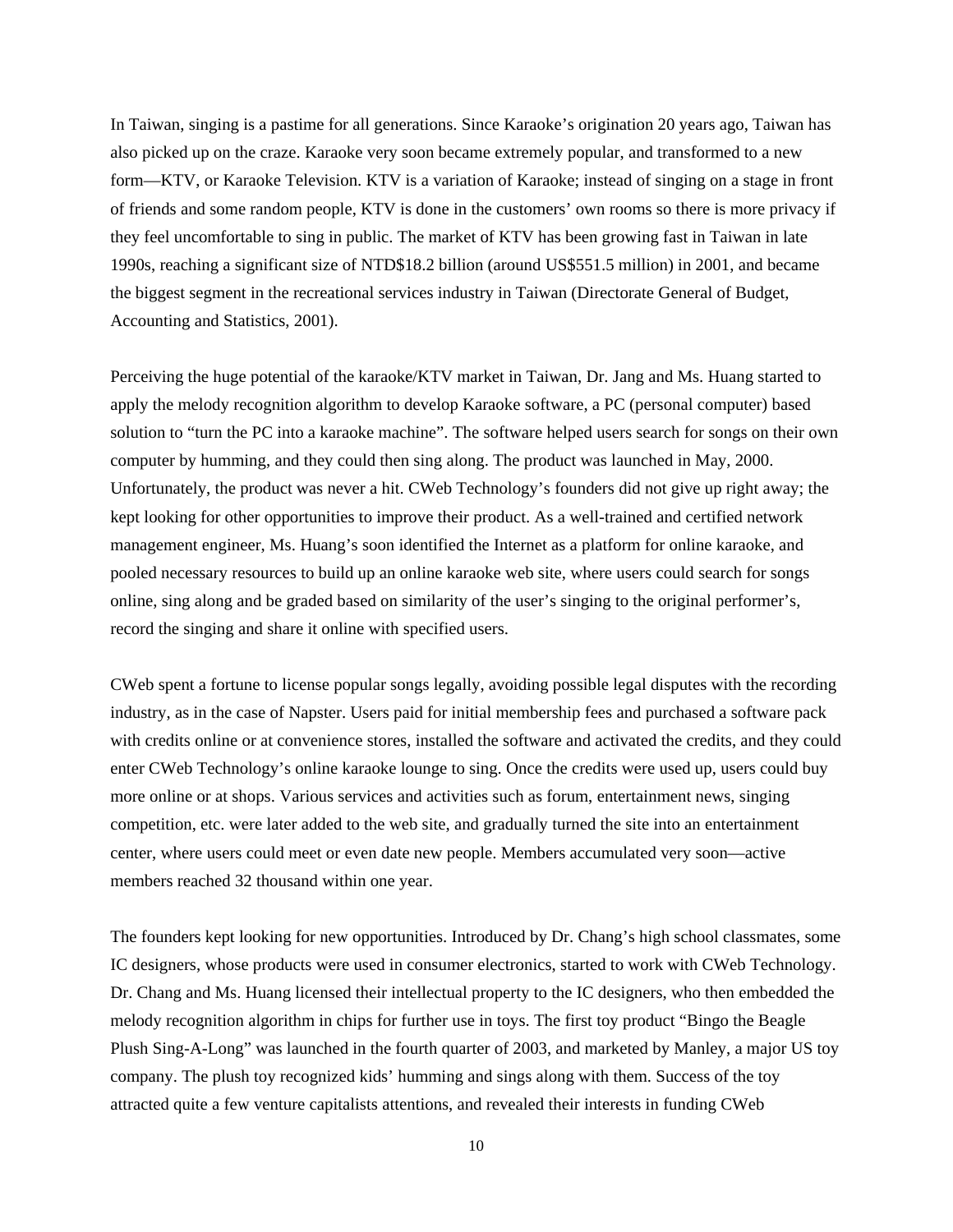In Taiwan, singing is a pastime for all generations. Since Karaoke's origination 20 years ago, Taiwan has also picked up on the craze. Karaoke very soon became extremely popular, and transformed to a new form—KTV, or Karaoke Television. KTV is a variation of Karaoke; instead of singing on a stage in front of friends and some random people, KTV is done in the customers' own rooms so there is more privacy if they feel uncomfortable to sing in public. The market of KTV has been growing fast in Taiwan in late 1990s, reaching a significant size of NTD$18.2 billion (around US$551.5 million) in 2001, and became the biggest segment in the recreational services industry in Taiwan (Directorate General of Budget, Accounting and Statistics, 2001).

Perceiving the huge potential of the karaoke/KTV market in Taiwan, Dr. Jang and Ms. Huang started to apply the melody recognition algorithm to develop Karaoke software, a PC (personal computer) based solution to "turn the PC into a karaoke machine". The software helped users search for songs on their own computer by humming, and they could then sing along. The product was launched in May, 2000. Unfortunately, the product was never a hit. CWeb Technology's founders did not give up right away; the kept looking for other opportunities to improve their product. As a well-trained and certified network management engineer, Ms. Huang's soon identified the Internet as a platform for online karaoke, and pooled necessary resources to build up an online karaoke web site, where users could search for songs online, sing along and be graded based on similarity of the user's singing to the original performer's, record the singing and share it online with specified users.

CWeb spent a fortune to license popular songs legally, avoiding possible legal disputes with the recording industry, as in the case of Napster. Users paid for initial membership fees and purchased a software pack with credits online or at convenience stores, installed the software and activated the credits, and they could enter CWeb Technology's online karaoke lounge to sing. Once the credits were used up, users could buy more online or at shops. Various services and activities such as forum, entertainment news, singing competition, etc. were later added to the web site, and gradually turned the site into an entertainment center, where users could meet or even date new people. Members accumulated very soon—active members reached 32 thousand within one year.

The founders kept looking for new opportunities. Introduced by Dr. Chang's high school classmates, some IC designers, whose products were used in consumer electronics, started to work with CWeb Technology. Dr. Chang and Ms. Huang licensed their intellectual property to the IC designers, who then embedded the melody recognition algorithm in chips for further use in toys. The first toy product "Bingo the Beagle Plush Sing-A-Long" was launched in the fourth quarter of 2003, and marketed by Manley, a major US toy company. The plush toy recognized kids' humming and sings along with them. Success of the toy attracted quite a few venture capitalists attentions, and revealed their interests in funding CWeb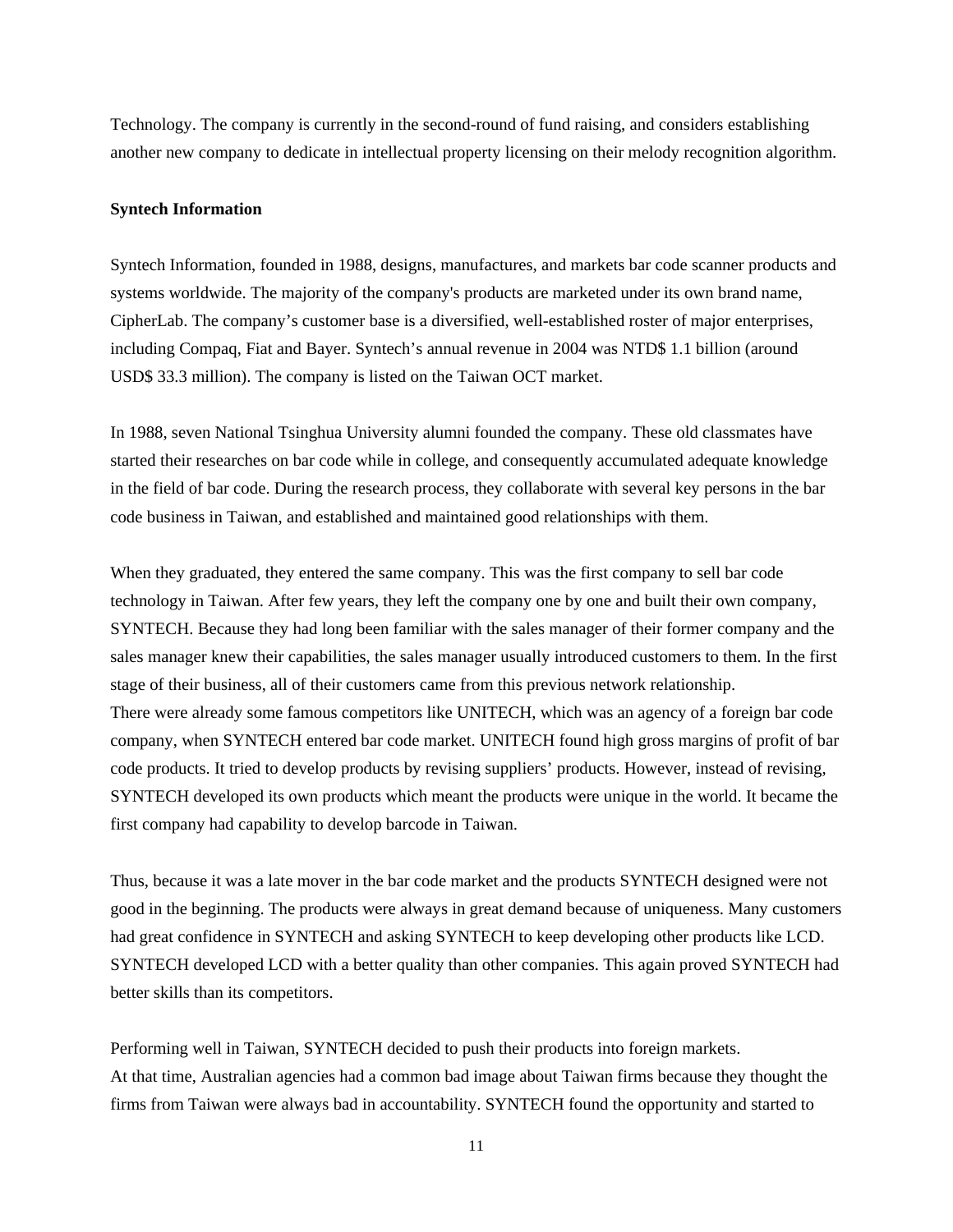Technology. The company is currently in the second-round of fund raising, and considers establishing another new company to dedicate in intellectual property licensing on their melody recognition algorithm.

**Syntech Information**

Syntech Information, founded in 1988, designs, manufactures, and markets bar code scanner products and systems worldwide. The majority of the company's products are marketed under its own brand name, CipherLab. The company's customer base is a diversified, well-established roster of major enterprises, including Compaq, Fiat and Bayer. Syntech's annual revenue in 2004 was NTD$ 1.1 billion (around USD$ 33.3 million). The company is listed on the Taiwan OCT market.

In 1988, seven National Tsinghua University alumni founded the company. These old classmates have started their researches on bar code while in college, and consequently accumulated adequate knowledge in the field of bar code. During the research process, they collaborate with several key persons in the bar code business in Taiwan, and established and maintained good relationships with them.

When they graduated, they entered the same company. This was the first company to sell bar code technology in Taiwan. After few years, they left the company one by one and built their own company, SYNTECH. Because they had long been familiar with the sales manager of their former company and the sales manager knew their capabilities, the sales manager usually introduced customers to them. In the first stage of their business, all of their customers came from this previous network relationship.
There were already some famous competitors like UNITECH, which was an agency of a foreign bar code company, when SYNTECH entered bar code market. UNITECH found high gross margins of profit of bar code products. It tried to develop products by revising suppliers' products. However, instead of revising, SYNTECH developed its own products which meant the products were unique in the world. It became the first company had capability to develop barcode in Taiwan.

Thus, because it was a late mover in the bar code market and the products SYNTECH designed were not good in the beginning. The products were always in great demand because of uniqueness. Many customers had great confidence in SYNTECH and asking SYNTECH to keep developing other products like LCD. SYNTECH developed LCD with a better quality than other companies. This again proved SYNTECH had better skills than its competitors.

Performing well in Taiwan, SYNTECH decided to push their products into foreign markets.
At that time, Australian agencies had a common bad image about Taiwan firms because they thought the firms from Taiwan were always bad in accountability. SYNTECH found the opportunity and started to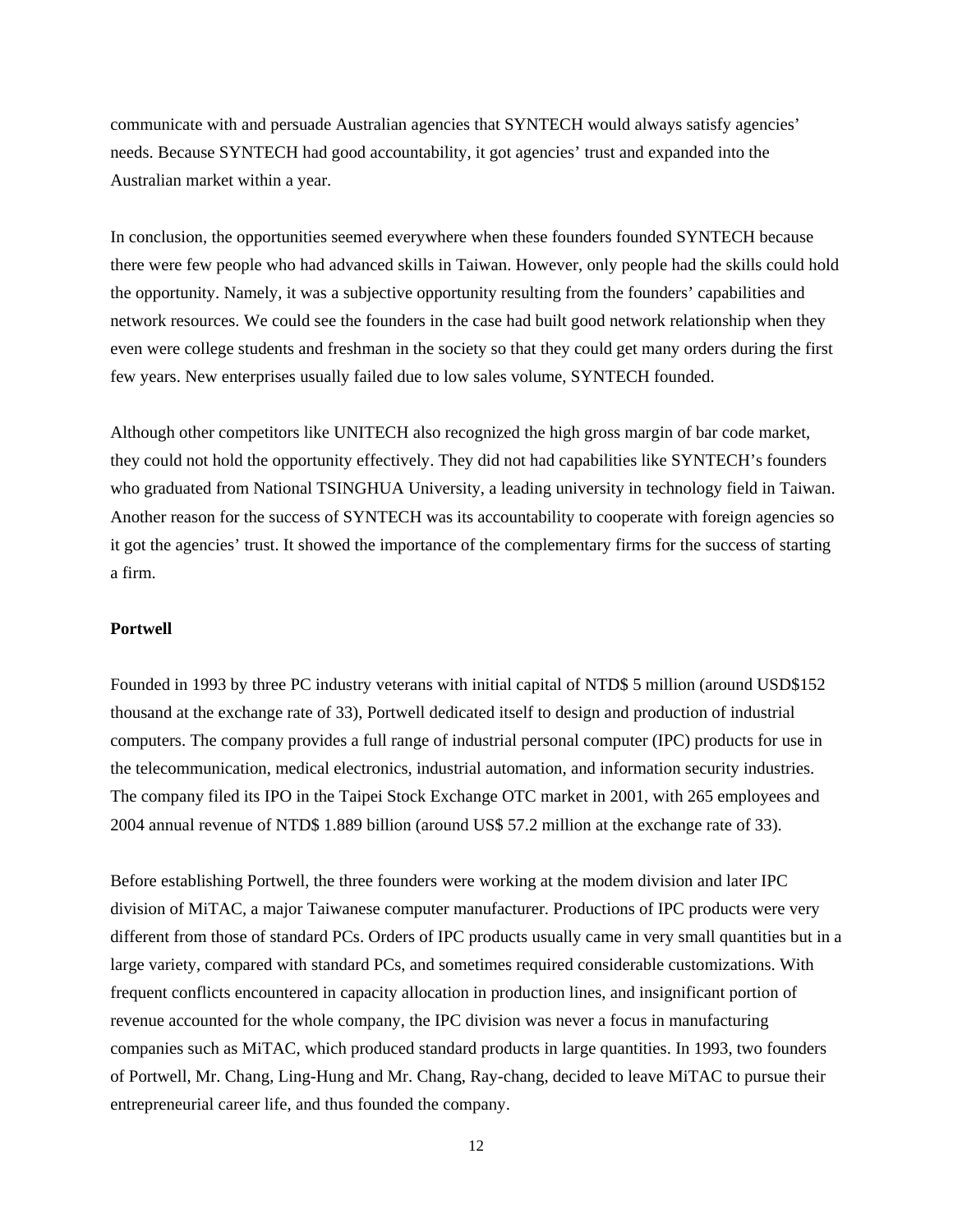communicate with and persuade Australian agencies that SYNTECH would always satisfy agencies' needs. Because SYNTECH had good accountability, it got agencies' trust and expanded into the Australian market within a year.

In conclusion, the opportunities seemed everywhere when these founders founded SYNTECH because there were few people who had advanced skills in Taiwan. However, only people had the skills could hold the opportunity. Namely, it was a subjective opportunity resulting from the founders' capabilities and network resources. We could see the founders in the case had built good network relationship when they even were college students and freshman in the society so that they could get many orders during the first few years. New enterprises usually failed due to low sales volume, SYNTECH founded.

Although other competitors like UNITECH also recognized the high gross margin of bar code market, they could not hold the opportunity effectively. They did not had capabilities like SYNTECH's founders who graduated from National TSINGHUA University, a leading university in technology field in Taiwan. Another reason for the success of SYNTECH was its accountability to cooperate with foreign agencies so it got the agencies' trust. It showed the importance of the complementary firms for the success of starting a firm.

**Portwell**

Founded in 1993 by three PC industry veterans with initial capital of NTD$ 5 million (around USD$152 thousand at the exchange rate of 33), Portwell dedicated itself to design and production of industrial computers. The company provides a full range of industrial personal computer (IPC) products for use in the telecommunication, medical electronics, industrial automation, and information security industries. The company filed its IPO in the Taipei Stock Exchange OTC market in 2001, with 265 employees and 2004 annual revenue of NTD$ 1.889 billion (around US$ 57.2 million at the exchange rate of 33).

Before establishing Portwell, the three founders were working at the modem division and later IPC division of MiTAC, a major Taiwanese computer manufacturer. Productions of IPC products were very different from those of standard PCs. Orders of IPC products usually came in very small quantities but in a large variety, compared with standard PCs, and sometimes required considerable customizations. With frequent conflicts encountered in capacity allocation in production lines, and insignificant portion of revenue accounted for the whole company, the IPC division was never a focus in manufacturing companies such as MiTAC, which produced standard products in large quantities. In 1993, two founders of Portwell, Mr. Chang, Ling-Hung and Mr. Chang, Ray-chang, decided to leave MiTAC to pursue their entrepreneurial career life, and thus founded the company.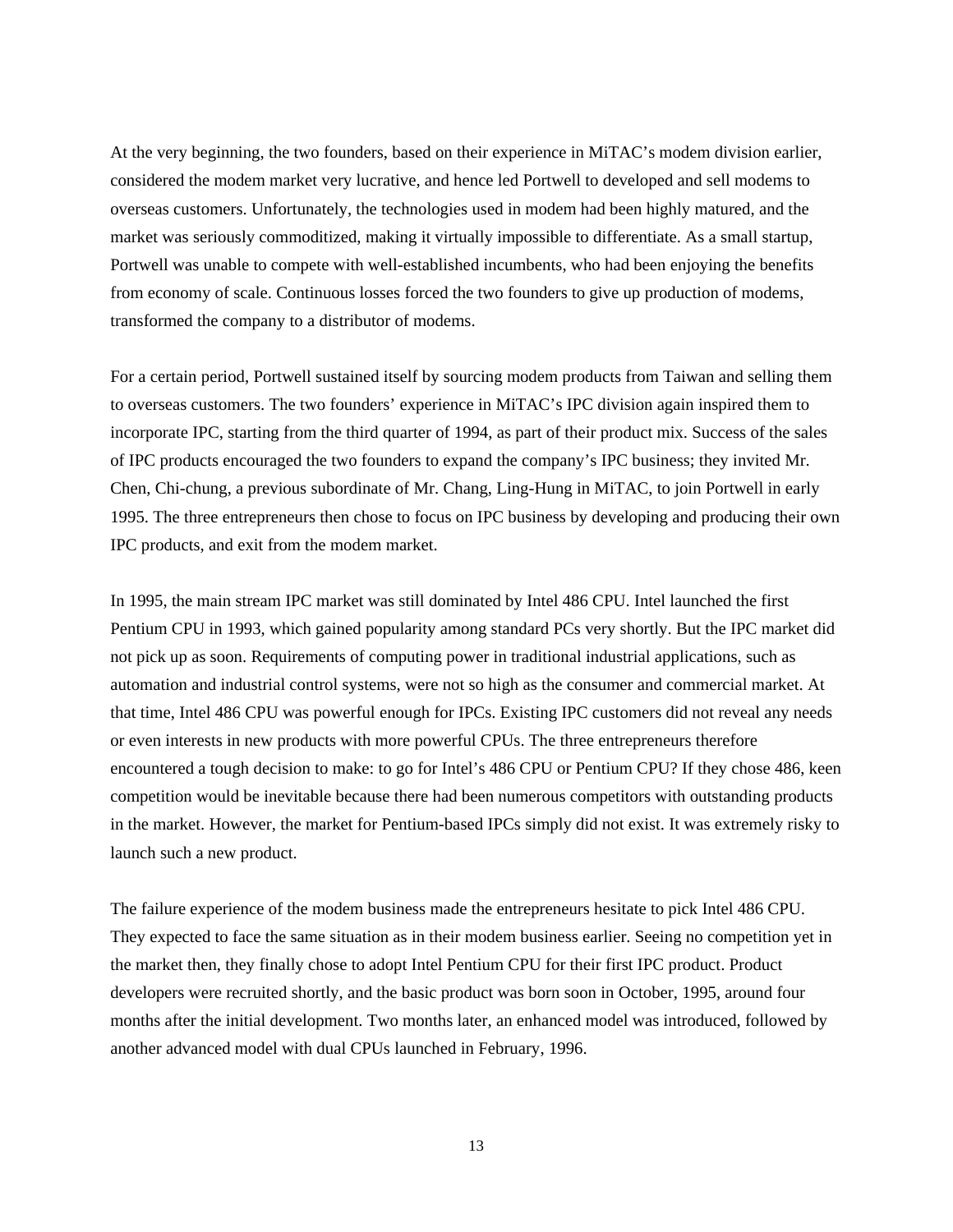At the very beginning, the two founders, based on their experience in MiTAC's modem division earlier, considered the modem market very lucrative, and hence led Portwell to developed and sell modems to overseas customers. Unfortunately, the technologies used in modem had been highly matured, and the market was seriously commoditized, making it virtually impossible to differentiate. As a small startup, Portwell was unable to compete with well-established incumbents, who had been enjoying the benefits from economy of scale. Continuous losses forced the two founders to give up production of modems, transformed the company to a distributor of modems.

For a certain period, Portwell sustained itself by sourcing modem products from Taiwan and selling them to overseas customers. The two founders' experience in MiTAC's IPC division again inspired them to incorporate IPC, starting from the third quarter of 1994, as part of their product mix. Success of the sales of IPC products encouraged the two founders to expand the company's IPC business; they invited Mr. Chen, Chi-chung, a previous subordinate of Mr. Chang, Ling-Hung in MiTAC, to join Portwell in early 1995. The three entrepreneurs then chose to focus on IPC business by developing and producing their own IPC products, and exit from the modem market.

In 1995, the main stream IPC market was still dominated by Intel 486 CPU. Intel launched the first Pentium CPU in 1993, which gained popularity among standard PCs very shortly. But the IPC market did not pick up as soon. Requirements of computing power in traditional industrial applications, such as automation and industrial control systems, were not so high as the consumer and commercial market. At that time, Intel 486 CPU was powerful enough for IPCs. Existing IPC customers did not reveal any needs or even interests in new products with more powerful CPUs. The three entrepreneurs therefore encountered a tough decision to make: to go for Intel's 486 CPU or Pentium CPU? If they chose 486, keen competition would be inevitable because there had been numerous competitors with outstanding products in the market. However, the market for Pentium-based IPCs simply did not exist. It was extremely risky to launch such a new product.

The failure experience of the modem business made the entrepreneurs hesitate to pick Intel 486 CPU. They expected to face the same situation as in their modem business earlier. Seeing no competition yet in the market then, they finally chose to adopt Intel Pentium CPU for their first IPC product. Product developers were recruited shortly, and the basic product was born soon in October, 1995, around four months after the initial development. Two months later, an enhanced model was introduced, followed by another advanced model with dual CPUs launched in February, 1996.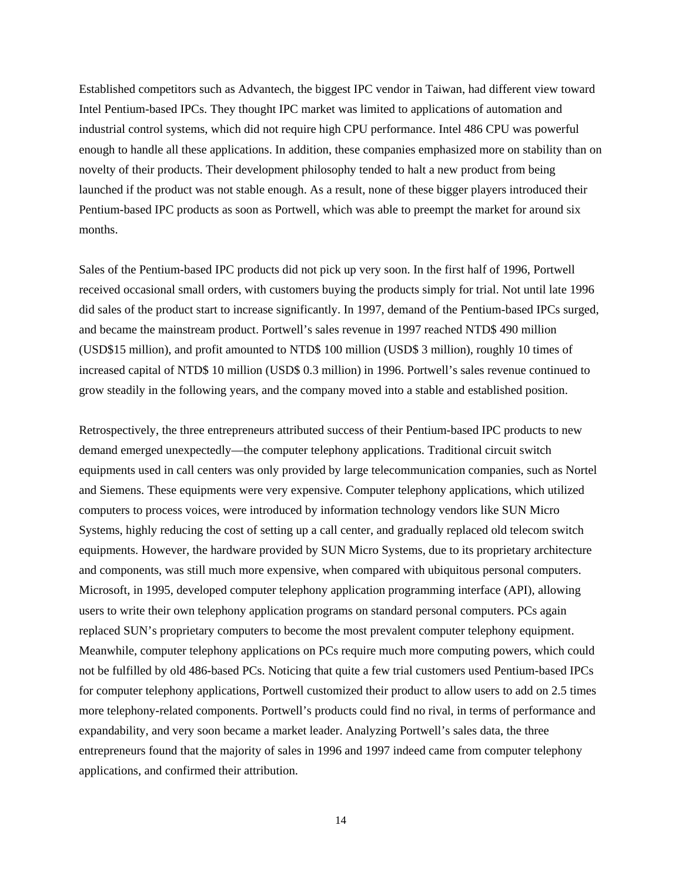Established competitors such as Advantech, the biggest IPC vendor in Taiwan, had different view toward Intel Pentium-based IPCs. They thought IPC market was limited to applications of automation and industrial control systems, which did not require high CPU performance. Intel 486 CPU was powerful enough to handle all these applications. In addition, these companies emphasized more on stability than on novelty of their products. Their development philosophy tended to halt a new product from being launched if the product was not stable enough. As a result, none of these bigger players introduced their Pentium-based IPC products as soon as Portwell, which was able to preempt the market for around six months.

Sales of the Pentium-based IPC products did not pick up very soon. In the first half of 1996, Portwell received occasional small orders, with customers buying the products simply for trial. Not until late 1996 did sales of the product start to increase significantly. In 1997, demand of the Pentium-based IPCs surged, and became the mainstream product. Portwell's sales revenue in 1997 reached NTD$ 490 million (USD$15 million), and profit amounted to NTD$ 100 million (USD$ 3 million), roughly 10 times of increased capital of NTD$ 10 million (USD$ 0.3 million) in 1996. Portwell's sales revenue continued to grow steadily in the following years, and the company moved into a stable and established position.

Retrospectively, the three entrepreneurs attributed success of their Pentium-based IPC products to new demand emerged unexpectedly—the computer telephony applications. Traditional circuit switch equipments used in call centers was only provided by large telecommunication companies, such as Nortel and Siemens. These equipments were very expensive. Computer telephony applications, which utilized computers to process voices, were introduced by information technology vendors like SUN Micro Systems, highly reducing the cost of setting up a call center, and gradually replaced old telecom switch equipments. However, the hardware provided by SUN Micro Systems, due to its proprietary architecture and components, was still much more expensive, when compared with ubiquitous personal computers. Microsoft, in 1995, developed computer telephony application programming interface (API), allowing users to write their own telephony application programs on standard personal computers. PCs again replaced SUN's proprietary computers to become the most prevalent computer telephony equipment. Meanwhile, computer telephony applications on PCs require much more computing powers, which could not be fulfilled by old 486-based PCs. Noticing that quite a few trial customers used Pentium-based IPCs for computer telephony applications, Portwell customized their product to allow users to add on 2.5 times more telephony-related components. Portwell's products could find no rival, in terms of performance and expandability, and very soon became a market leader. Analyzing Portwell's sales data, the three entrepreneurs found that the majority of sales in 1996 and 1997 indeed came from computer telephony applications, and confirmed their attribution.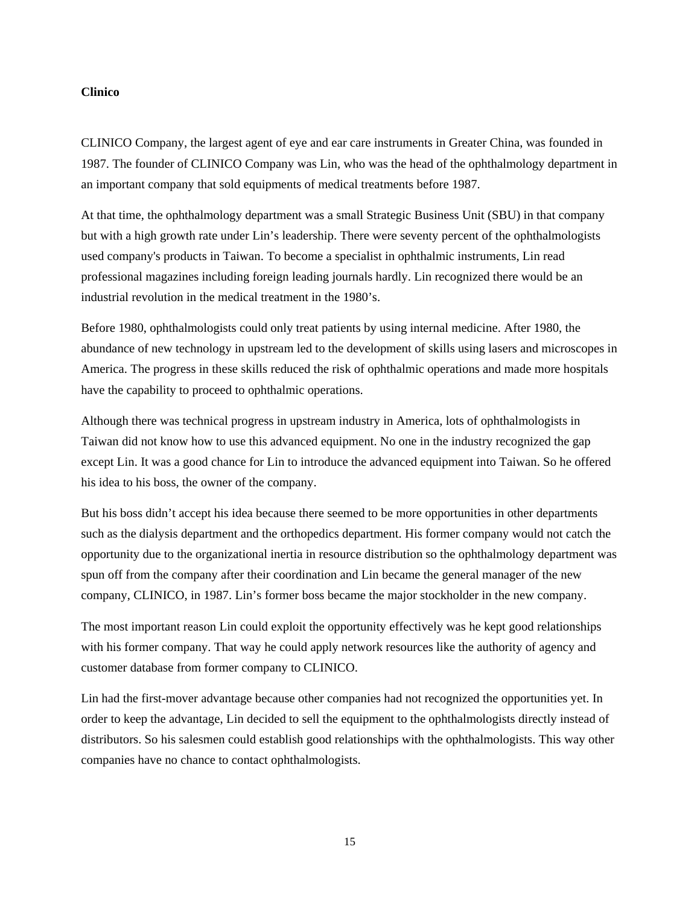**Clinico**

CLINICO Company, the largest agent of eye and ear care instruments in Greater China, was founded in 1987. The founder of CLINICO Company was Lin, who was the head of the ophthalmology department in an important company that sold equipments of medical treatments before 1987.

At that time, the ophthalmology department was a small Strategic Business Unit (SBU) in that company but with a high growth rate under Lin's leadership. There were seventy percent of the ophthalmologists used company's products in Taiwan. To become a specialist in ophthalmic instruments, Lin read professional magazines including foreign leading journals hardly. Lin recognized there would be an industrial revolution in the medical treatment in the 1980's.

Before 1980, ophthalmologists could only treat patients by using internal medicine. After 1980, the abundance of new technology in upstream led to the development of skills using lasers and microscopes in America. The progress in these skills reduced the risk of ophthalmic operations and made more hospitals have the capability to proceed to ophthalmic operations.

Although there was technical progress in upstream industry in America, lots of ophthalmologists in Taiwan did not know how to use this advanced equipment. No one in the industry recognized the gap except Lin. It was a good chance for Lin to introduce the advanced equipment into Taiwan. So he offered his idea to his boss, the owner of the company.

But his boss didn't accept his idea because there seemed to be more opportunities in other departments such as the dialysis department and the orthopedics department. His former company would not catch the opportunity due to the organizational inertia in resource distribution so the ophthalmology department was spun off from the company after their coordination and Lin became the general manager of the new company, CLINICO, in 1987. Lin's former boss became the major stockholder in the new company.

The most important reason Lin could exploit the opportunity effectively was he kept good relationships with his former company. That way he could apply network resources like the authority of agency and customer database from former company to CLINICO.

Lin had the first-mover advantage because other companies had not recognized the opportunities yet. In order to keep the advantage, Lin decided to sell the equipment to the ophthalmologists directly instead of distributors. So his salesmen could establish good relationships with the ophthalmologists. This way other companies have no chance to contact ophthalmologists.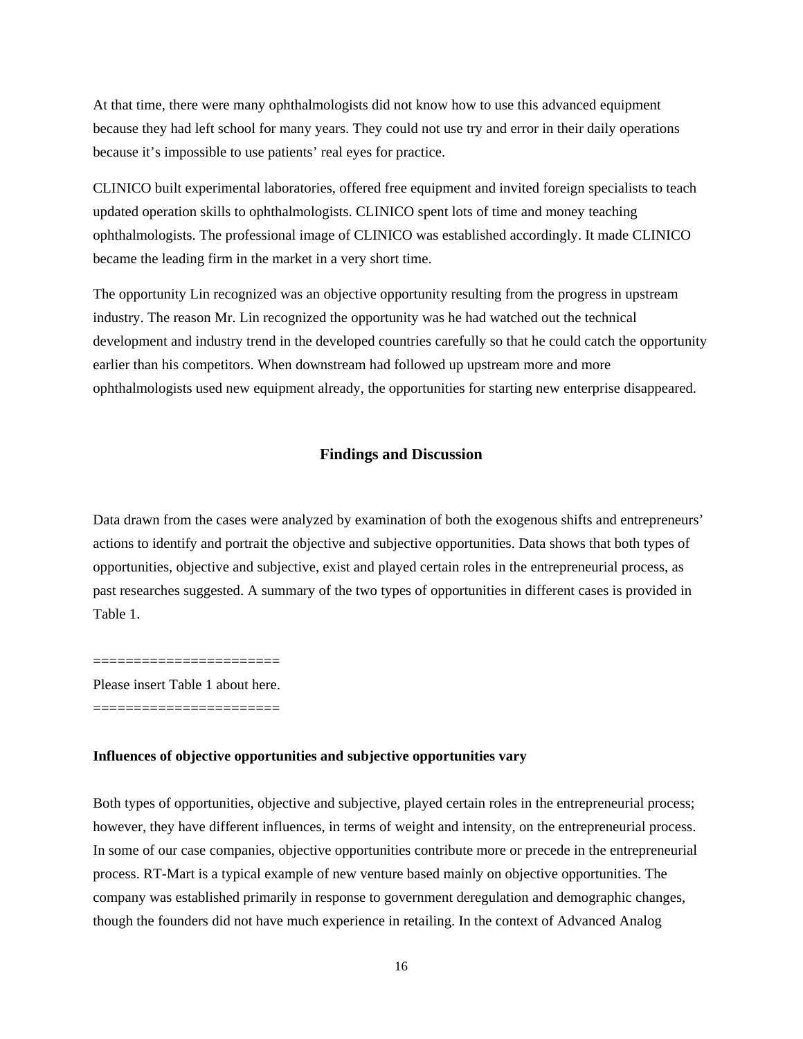At that time, there were many ophthalmologists did not know how to use this advanced equipment because they had left school for many years. They could not use try and error in their daily operations because it's impossible to use patients' real eyes for practice.

CLINICO built experimental laboratories, offered free equipment and invited foreign specialists to teach updated operation skills to ophthalmologists. CLINICO spent lots of time and money teaching ophthalmologists. The professional image of CLINICO was established accordingly. It made CLINICO became the leading firm in the market in a very short time.

The opportunity Lin recognized was an objective opportunity resulting from the progress in upstream industry. The reason Mr. Lin recognized the opportunity was he had watched out the technical development and industry trend in the developed countries carefully so that he could catch the opportunity earlier than his competitors. When downstream had followed up upstream more and more ophthalmologists used new equipment already, the opportunities for starting new enterprise disappeared.

## Findings and Discussion

Data drawn from the cases were analyzed by examination of both the exogenous shifts and entrepreneurs' actions to identify and portrait the objective and subjective opportunities. Data shows that both types of opportunities, objective and subjective, exist and played certain roles in the entrepreneurial process, as past researches suggested. A summary of the two types of opportunities in different cases is provided in Table 1.

=======================
Please insert Table 1 about here.
=======================

**Influences of objective opportunities and subjective opportunities vary**

Both types of opportunities, objective and subjective, played certain roles in the entrepreneurial process; however, they have different influences, in terms of weight and intensity, on the entrepreneurial process. In some of our case companies, objective opportunities contribute more or precede in the entrepreneurial process. RT-Mart is a typical example of new venture based mainly on objective opportunities. The company was established primarily in response to government deregulation and demographic changes, though the founders did not have much experience in retailing. In the context of Advanced Analog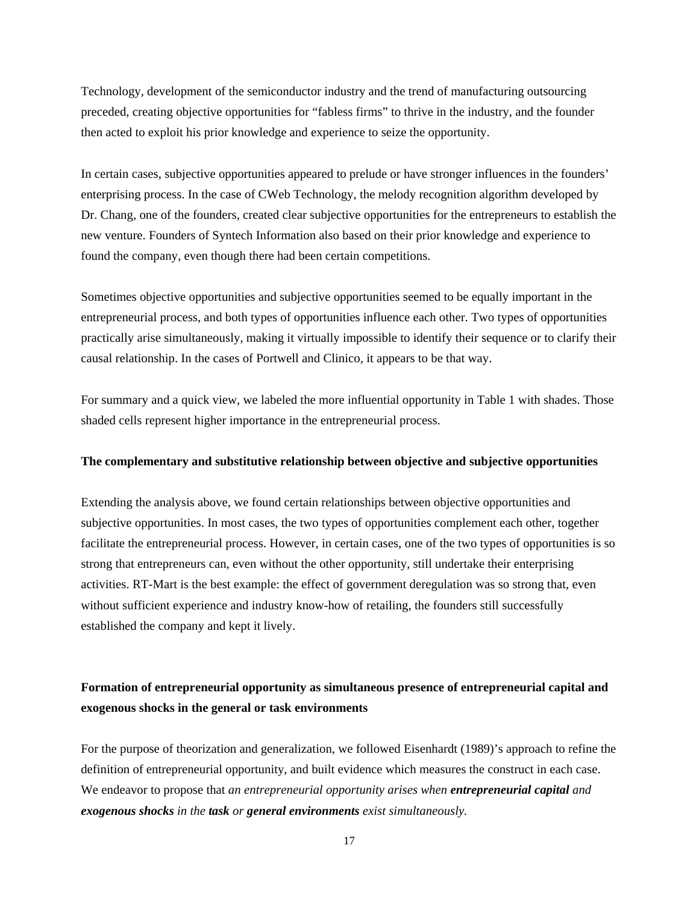Technology, development of the semiconductor industry and the trend of manufacturing outsourcing preceded, creating objective opportunities for "fabless firms" to thrive in the industry, and the founder then acted to exploit his prior knowledge and experience to seize the opportunity.

In certain cases, subjective opportunities appeared to prelude or have stronger influences in the founders' enterprising process. In the case of CWeb Technology, the melody recognition algorithm developed by Dr. Chang, one of the founders, created clear subjective opportunities for the entrepreneurs to establish the new venture. Founders of Syntech Information also based on their prior knowledge and experience to found the company, even though there had been certain competitions.

Sometimes objective opportunities and subjective opportunities seemed to be equally important in the entrepreneurial process, and both types of opportunities influence each other. Two types of opportunities practically arise simultaneously, making it virtually impossible to identify their sequence or to clarify their causal relationship. In the cases of Portwell and Clinico, it appears to be that way.

For summary and a quick view, we labeled the more influential opportunity in Table 1 with shades. Those shaded cells represent higher importance in the entrepreneurial process.

**The complementary and substitutive relationship between objective and subjective opportunities**

Extending the analysis above, we found certain relationships between objective opportunities and subjective opportunities. In most cases, the two types of opportunities complement each other, together facilitate the entrepreneurial process. However, in certain cases, one of the two types of opportunities is so strong that entrepreneurs can, even without the other opportunity, still undertake their enterprising activities. RT-Mart is the best example: the effect of government deregulation was so strong that, even without sufficient experience and industry know-how of retailing, the founders still successfully established the company and kept it lively.

**Formation of entrepreneurial opportunity as simultaneous presence of entrepreneurial capital and exogenous shocks in the general or task environments**

For the purpose of theorization and generalization, we followed Eisenhardt (1989)'s approach to refine the definition of entrepreneurial opportunity, and built evidence which measures the construct in each case. We endeavor to propose that *an entrepreneurial opportunity arises when **entrepreneurial capital** and **exogenous shocks** in the **task** or **general environments** exist simultaneously.*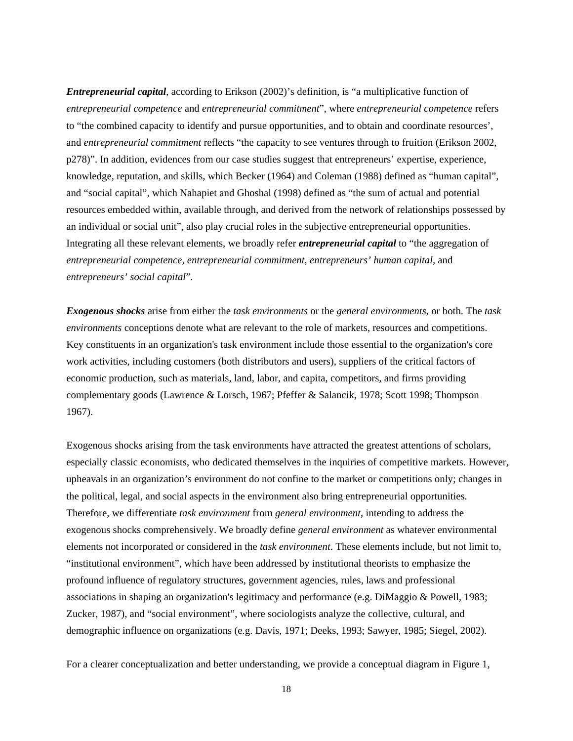***Entrepreneurial capital***, according to Erikson (2002)'s definition, is "a multiplicative function of *entrepreneurial competence* and *entrepreneurial commitment*", where *entrepreneurial competence* refers to "the combined capacity to identify and pursue opportunities, and to obtain and coordinate resources', and *entrepreneurial commitment* reflects "the capacity to see ventures through to fruition (Erikson 2002, p278)". In addition, evidences from our case studies suggest that entrepreneurs' expertise, experience, knowledge, reputation, and skills, which Becker (1964) and Coleman (1988) defined as "human capital", and "social capital", which Nahapiet and Ghoshal (1998) defined as "the sum of actual and potential resources embedded within, available through, and derived from the network of relationships possessed by an individual or social unit", also play crucial roles in the subjective entrepreneurial opportunities. Integrating all these relevant elements, we broadly refer ***entrepreneurial capital*** to "the aggregation of *entrepreneurial competence, entrepreneurial commitment, entrepreneurs' human capital*, and *entrepreneurs' social capital*".

***Exogenous shocks*** arise from either the *task environments* or the *general environments*, or both. The *task environments* conceptions denote what are relevant to the role of markets, resources and competitions. Key constituents in an organization's task environment include those essential to the organization's core work activities, including customers (both distributors and users), suppliers of the critical factors of economic production, such as materials, land, labor, and capita, competitors, and firms providing complementary goods (Lawrence & Lorsch, 1967; Pfeffer & Salancik, 1978; Scott 1998; Thompson 1967).

Exogenous shocks arising from the task environments have attracted the greatest attentions of scholars, especially classic economists, who dedicated themselves in the inquiries of competitive markets. However, upheavals in an organization's environment do not confine to the market or competitions only; changes in the political, legal, and social aspects in the environment also bring entrepreneurial opportunities. Therefore, we differentiate *task environment* from *general environment*, intending to address the exogenous shocks comprehensively. We broadly define *general environment* as whatever environmental elements not incorporated or considered in the *task environment*. These elements include, but not limit to, "institutional environment", which have been addressed by institutional theorists to emphasize the profound influence of regulatory structures, government agencies, rules, laws and professional associations in shaping an organization's legitimacy and performance (e.g. DiMaggio & Powell, 1983; Zucker, 1987), and "social environment", where sociologists analyze the collective, cultural, and demographic influence on organizations (e.g. Davis, 1971; Deeks, 1993; Sawyer, 1985; Siegel, 2002).

For a clearer conceptualization and better understanding, we provide a conceptual diagram in Figure 1,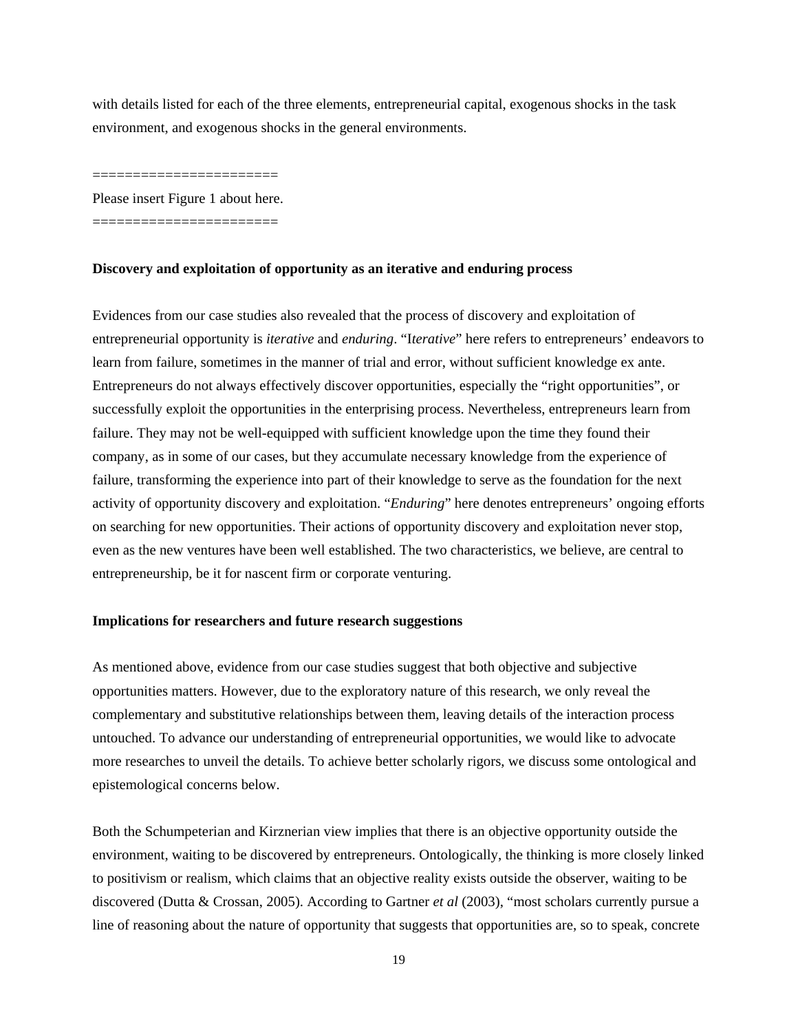with details listed for each of the three elements, entrepreneurial capital, exogenous shocks in the task environment, and exogenous shocks in the general environments.

=======================

Please insert Figure 1 about here.

=======================

**Discovery and exploitation of opportunity as an iterative and enduring process**

Evidences from our case studies also revealed that the process of discovery and exploitation of entrepreneurial opportunity is *iterative* and *enduring*. "I*terative*" here refers to entrepreneurs' endeavors to learn from failure, sometimes in the manner of trial and error, without sufficient knowledge ex ante. Entrepreneurs do not always effectively discover opportunities, especially the "right opportunities", or successfully exploit the opportunities in the enterprising process. Nevertheless, entrepreneurs learn from failure. They may not be well-equipped with sufficient knowledge upon the time they found their company, as in some of our cases, but they accumulate necessary knowledge from the experience of failure, transforming the experience into part of their knowledge to serve as the foundation for the next activity of opportunity discovery and exploitation. "*Enduring*" here denotes entrepreneurs' ongoing efforts on searching for new opportunities. Their actions of opportunity discovery and exploitation never stop, even as the new ventures have been well established. The two characteristics, we believe, are central to entrepreneurship, be it for nascent firm or corporate venturing.

**Implications for researchers and future research suggestions**

As mentioned above, evidence from our case studies suggest that both objective and subjective opportunities matters. However, due to the exploratory nature of this research, we only reveal the complementary and substitutive relationships between them, leaving details of the interaction process untouched. To advance our understanding of entrepreneurial opportunities, we would like to advocate more researches to unveil the details. To achieve better scholarly rigors, we discuss some ontological and epistemological concerns below.

Both the Schumpeterian and Kirznerian view implies that there is an objective opportunity outside the environment, waiting to be discovered by entrepreneurs. Ontologically, the thinking is more closely linked to positivism or realism, which claims that an objective reality exists outside the observer, waiting to be discovered (Dutta & Crossan, 2005). According to Gartner *et al* (2003), "most scholars currently pursue a line of reasoning about the nature of opportunity that suggests that opportunities are, so to speak, concrete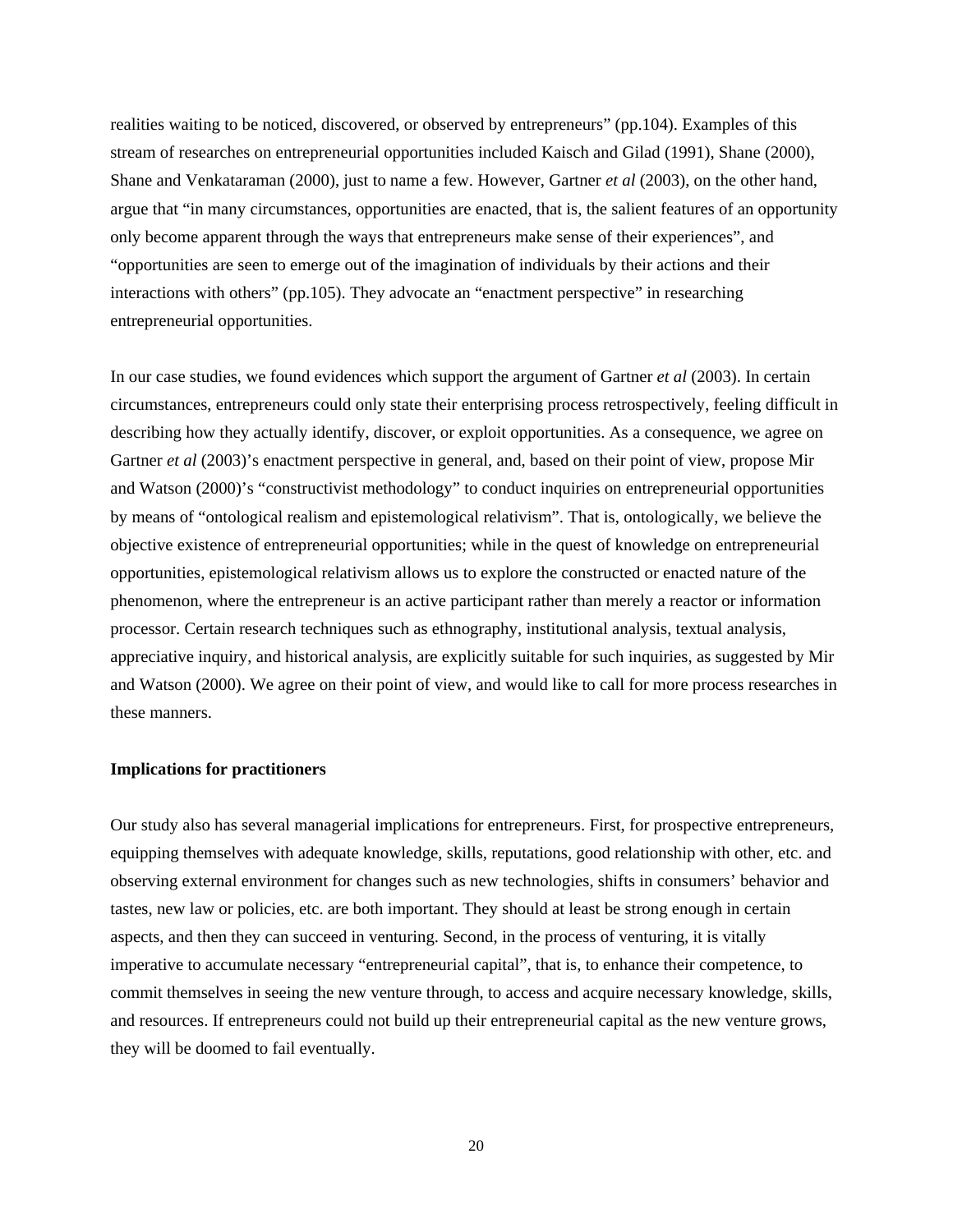realities waiting to be noticed, discovered, or observed by entrepreneurs" (pp.104). Examples of this stream of researches on entrepreneurial opportunities included Kaisch and Gilad (1991), Shane (2000), Shane and Venkataraman (2000), just to name a few. However, Gartner *et al* (2003), on the other hand, argue that "in many circumstances, opportunities are enacted, that is, the salient features of an opportunity only become apparent through the ways that entrepreneurs make sense of their experiences", and "opportunities are seen to emerge out of the imagination of individuals by their actions and their interactions with others" (pp.105). They advocate an "enactment perspective" in researching entrepreneurial opportunities.

In our case studies, we found evidences which support the argument of Gartner *et al* (2003). In certain circumstances, entrepreneurs could only state their enterprising process retrospectively, feeling difficult in describing how they actually identify, discover, or exploit opportunities. As a consequence, we agree on Gartner *et al* (2003)'s enactment perspective in general, and, based on their point of view, propose Mir and Watson (2000)'s "constructivist methodology" to conduct inquiries on entrepreneurial opportunities by means of "ontological realism and epistemological relativism". That is, ontologically, we believe the objective existence of entrepreneurial opportunities; while in the quest of knowledge on entrepreneurial opportunities, epistemological relativism allows us to explore the constructed or enacted nature of the phenomenon, where the entrepreneur is an active participant rather than merely a reactor or information processor. Certain research techniques such as ethnography, institutional analysis, textual analysis, appreciative inquiry, and historical analysis, are explicitly suitable for such inquiries, as suggested by Mir and Watson (2000). We agree on their point of view, and would like to call for more process researches in these manners.

**Implications for practitioners**

Our study also has several managerial implications for entrepreneurs. First, for prospective entrepreneurs, equipping themselves with adequate knowledge, skills, reputations, good relationship with other, etc. and observing external environment for changes such as new technologies, shifts in consumers' behavior and tastes, new law or policies, etc. are both important. They should at least be strong enough in certain aspects, and then they can succeed in venturing. Second, in the process of venturing, it is vitally imperative to accumulate necessary "entrepreneurial capital", that is, to enhance their competence, to commit themselves in seeing the new venture through, to access and acquire necessary knowledge, skills, and resources. If entrepreneurs could not build up their entrepreneurial capital as the new venture grows, they will be doomed to fail eventually.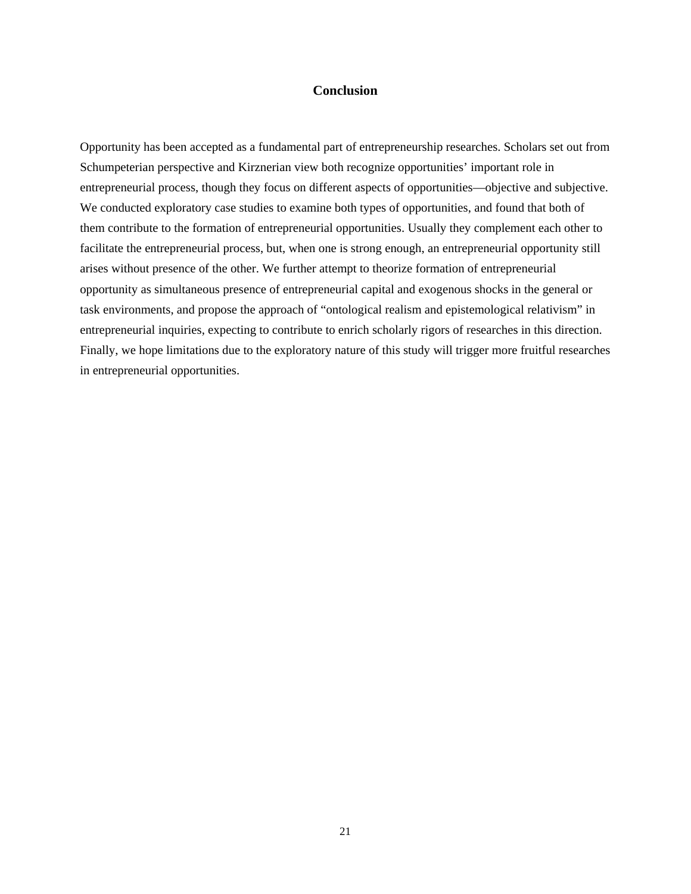## Conclusion

Opportunity has been accepted as a fundamental part of entrepreneurship researches. Scholars set out from Schumpeterian perspective and Kirznerian view both recognize opportunities' important role in entrepreneurial process, though they focus on different aspects of opportunities—objective and subjective. We conducted exploratory case studies to examine both types of opportunities, and found that both of them contribute to the formation of entrepreneurial opportunities. Usually they complement each other to facilitate the entrepreneurial process, but, when one is strong enough, an entrepreneurial opportunity still arises without presence of the other. We further attempt to theorize formation of entrepreneurial opportunity as simultaneous presence of entrepreneurial capital and exogenous shocks in the general or task environments, and propose the approach of "ontological realism and epistemological relativism" in entrepreneurial inquiries, expecting to contribute to enrich scholarly rigors of researches in this direction. Finally, we hope limitations due to the exploratory nature of this study will trigger more fruitful researches in entrepreneurial opportunities.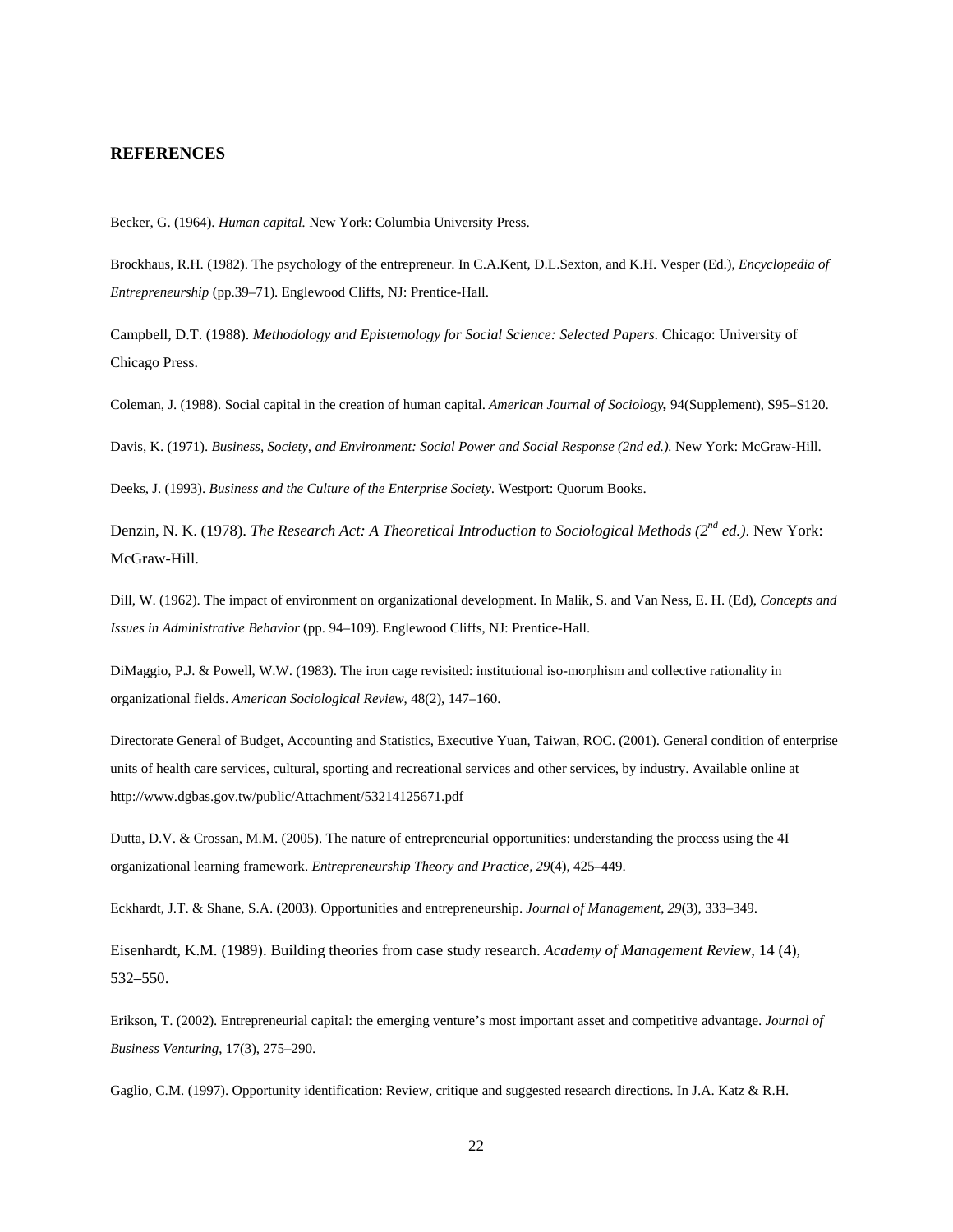## REFERENCES

Becker, G. (1964). *Human capital.* New York: Columbia University Press.

Brockhaus, R.H. (1982). The psychology of the entrepreneur. In C.A.Kent, D.L.Sexton, and K.H. Vesper (Ed.), *Encyclopedia of Entrepreneurship* (pp.39–71). Englewood Cliffs, NJ: Prentice-Hall.

Campbell, D.T. (1988). *Methodology and Epistemology for Social Science: Selected Papers*. Chicago: University of Chicago Press.

Coleman, J. (1988). Social capital in the creation of human capital. *American Journal of Sociology***,** 94(Supplement), S95–S120.

Davis, K. (1971). *Business, Society, and Environment: Social Power and Social Response (2nd ed.).* New York: McGraw-Hill.

Deeks, J. (1993). *Business and the Culture of the Enterprise Society*. Westport: Quorum Books.

Denzin, N. K. (1978). *The Research Act: A Theoretical Introduction to Sociological Methods (2nd ed.)*. New York: McGraw-Hill.

Dill, W. (1962). The impact of environment on organizational development. In Malik, S. and Van Ness, E. H. (Ed), *Concepts and Issues in Administrative Behavior* (pp. 94–109). Englewood Cliffs, NJ: Prentice-Hall.

DiMaggio, P.J. & Powell, W.W. (1983). The iron cage revisited: institutional iso-morphism and collective rationality in organizational fields. *American Sociological Review*, 48(2), 147–160.

Directorate General of Budget, Accounting and Statistics, Executive Yuan, Taiwan, ROC. (2001). General condition of enterprise units of health care services, cultural, sporting and recreational services and other services, by industry. Available online at http://www.dgbas.gov.tw/public/Attachment/53214125671.pdf

Dutta, D.V. & Crossan, M.M. (2005). The nature of entrepreneurial opportunities: understanding the process using the 4I organizational learning framework. *Entrepreneurship Theory and Practice*, *29*(4), 425–449.

Eckhardt, J.T. & Shane, S.A. (2003). Opportunities and entrepreneurship. *Journal of Management*, *29*(3), 333–349.

Eisenhardt, K.M. (1989). Building theories from case study research. *Academy of Management Review*, 14 (4), 532–550.

Erikson, T. (2002). Entrepreneurial capital: the emerging venture's most important asset and competitive advantage. *Journal of Business Venturing*, 17(3), 275–290.

Gaglio, C.M. (1997). Opportunity identification: Review, critique and suggested research directions. In J.A. Katz & R.H.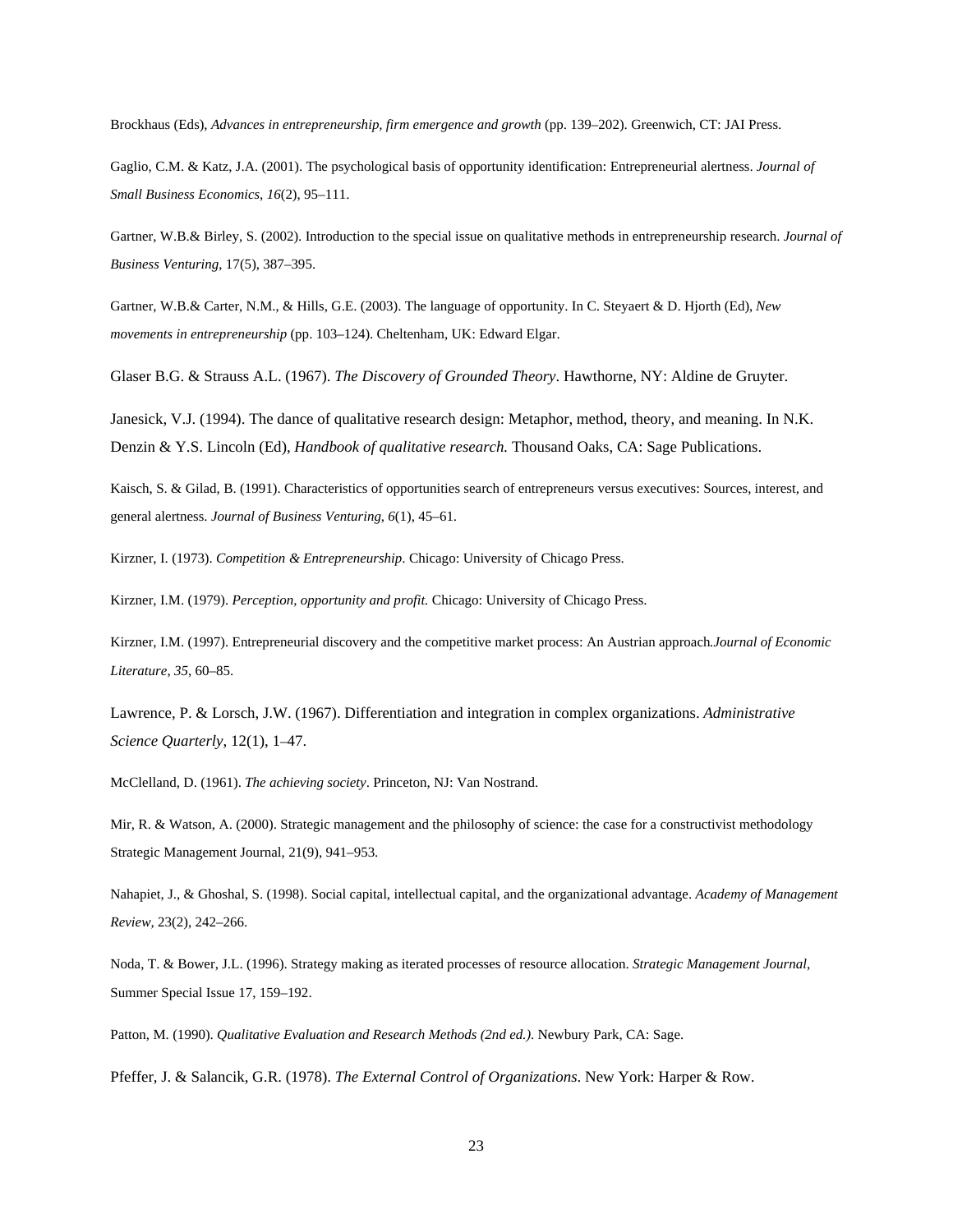Brockhaus (Eds), *Advances in entrepreneurship, firm emergence and growth* (pp. 139–202). Greenwich, CT: JAI Press.

Gaglio, C.M. & Katz, J.A. (2001). The psychological basis of opportunity identification: Entrepreneurial alertness. *Journal of Small Business Economics*, *16*(2), 95–111.

Gartner, W.B.& Birley, S. (2002). Introduction to the special issue on qualitative methods in entrepreneurship research. *Journal of Business Venturing*, 17(5), 387–395.

Gartner, W.B.& Carter, N.M., & Hills, G.E. (2003). The language of opportunity. In C. Steyaert & D. Hjorth (Ed), *New movements in entrepreneurship* (pp. 103–124). Cheltenham, UK: Edward Elgar.

Glaser B.G. & Strauss A.L. (1967). *The Discovery of Grounded Theory*. Hawthorne, NY: Aldine de Gruyter.

Janesick, V.J. (1994). The dance of qualitative research design: Metaphor, method, theory, and meaning. In N.K. Denzin & Y.S. Lincoln (Ed), *Handbook of qualitative research.* Thousand Oaks, CA: Sage Publications.

Kaisch, S. & Gilad, B. (1991). Characteristics of opportunities search of entrepreneurs versus executives: Sources, interest, and general alertness. *Journal of Business Venturing*, *6*(1), 45–61.

Kirzner, I. (1973). *Competition & Entrepreneurship*. Chicago: University of Chicago Press.

Kirzner, I.M. (1979). *Perception, opportunity and profit.* Chicago: University of Chicago Press.

Kirzner, I.M. (1997). Entrepreneurial discovery and the competitive market process: An Austrian approach.*Journal of Economic Literature, 35*, 60–85.

Lawrence, P. & Lorsch, J.W. (1967). Differentiation and integration in complex organizations. *Administrative Science Quarterly*, 12(1), 1–47.

McClelland, D. (1961). *The achieving society*. Princeton, NJ: Van Nostrand.

Mir, R. & Watson, A. (2000). Strategic management and the philosophy of science: the case for a constructivist methodology Strategic Management Journal, 21(9), 941–953.

Nahapiet, J., & Ghoshal, S. (1998). Social capital, intellectual capital, and the organizational advantage. *Academy of Management Review,* 23(2), 242–266.

Noda, T. & Bower, J.L. (1996). Strategy making as iterated processes of resource allocation. *Strategic Management Journal*, Summer Special Issue 17, 159–192.

Patton, M. (1990). *Qualitative Evaluation and Research Methods (2nd ed.)*. Newbury Park, CA: Sage.

Pfeffer, J. & Salancik, G.R. (1978). *The External Control of Organizations*. New York: Harper & Row.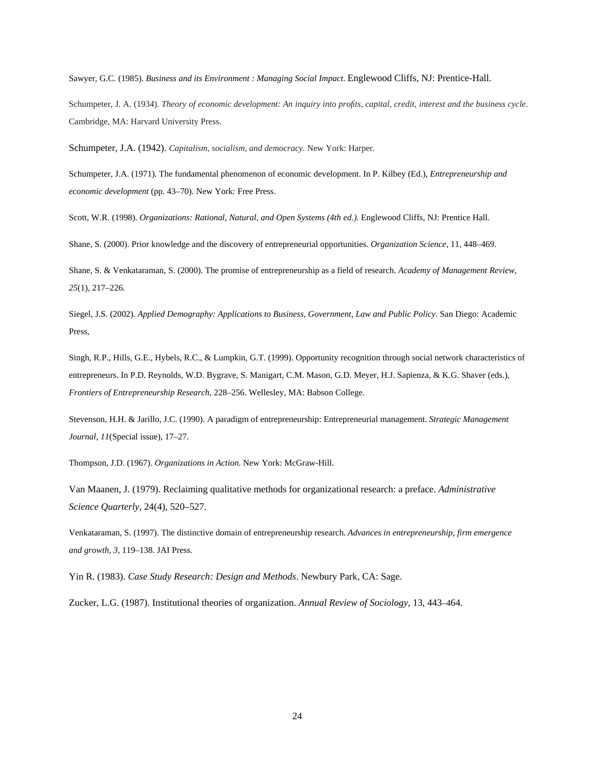Sawyer, G.C. (1985). *Business and its Environment : Managing Social Impact*. Englewood Cliffs, NJ: Prentice-Hall.

Schumpeter, J. A. (1934). *Theory of economic development: An inquiry into profits, capital, credit, interest and the business cycle*. Cambridge, MA: Harvard University Press.

Schumpeter, J.A. (1942). *Capitalism, socialism, and democracy.* New York: Harper.

Schumpeter, J.A. (1971). The fundamental phenomenon of economic development. In P. Kilbey (Ed.), *Entrepreneurship and economic development* (pp. 43–70). New York: Free Press.

Scott, W.R. (1998). *Organizations: Rational, Natural, and Open Systems (4th ed.)*. Englewood Cliffs, NJ: Prentice Hall.

Shane, S. (2000). Prior knowledge and the discovery of entrepreneurial opportunities. *Organization Science*, 11, 448–469.

Shane, S. & Venkataraman, S. (2000). The promise of entrepreneurship as a field of research. *Academy of Management Review*, *25*(1), 217–226.

Siegel, J.S. (2002). *Applied Demography: Applications to Business, Government, Law and Public Policy*. San Diego: Academic Press,

Singh, R.P., Hills, G.E., Hybels, R.C., & Lumpkin, G.T. (1999). Opportunity recognition through social network characteristics of entrepreneurs. In P.D. Reynolds, W.D. Bygrave, S. Manigart, C.M. Mason, G.D. Meyer, H.J. Sapienza, & K.G. Shaver (eds.), *Frontiers of Entrepreneurship Research*, 228–256. Wellesley, MA: Babson College.

Stevenson, H.H. & Jarillo, J.C. (1990). A paradigm of entrepreneurship: Entrepreneurial management. *Strategic Management Journal*, *11*(Special issue), 17–27.

Thompson, J.D. (1967). *Organizations in Action.* New York: McGraw-Hill.

Van Maanen, J. (1979). Reclaiming qualitative methods for organizational research: a preface. *Administrative Science Quarterly*, 24(4), 520–527.

Venkataraman, S. (1997). The distinctive domain of entrepreneurship research. *Advances in entrepreneurship, firm emergence and growth*, *3*, 119–138. JAI Press.

Yin R. (1983). *Case Study Research: Design and Methods*. Newbury Park, CA: Sage.

Zucker, L.G. (1987). Institutional theories of organization. *Annual Review of Sociology*, 13, 443–464.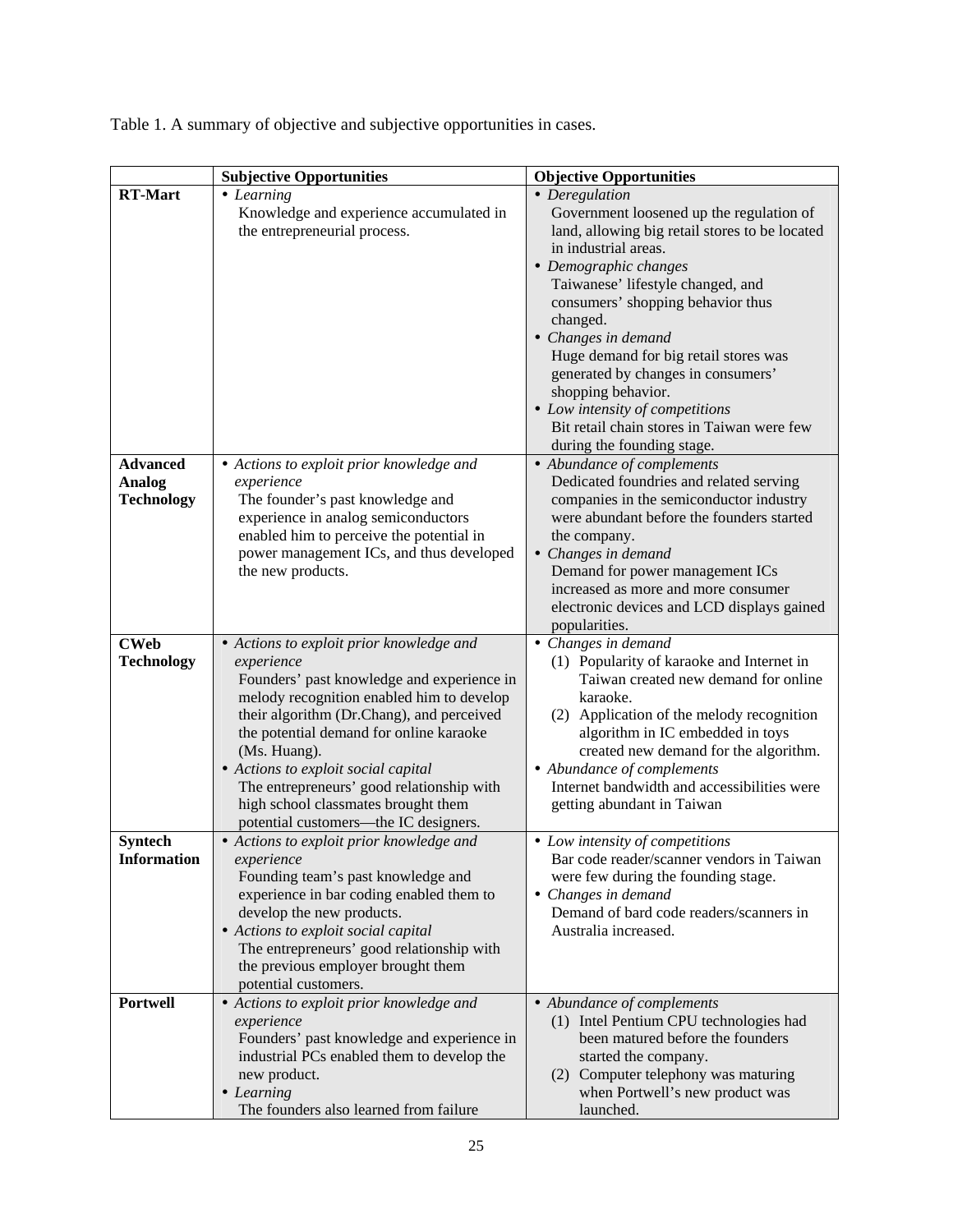Table 1. A summary of objective and subjective opportunities in cases.

| | Subjective Opportunities | Objective Opportunities |
|---|---|---|
| **RT-Mart** | • *Learning*<br>Knowledge and experience accumulated in the entrepreneurial process. | • *Deregulation*<br>Government loosened up the regulation of land, allowing big retail stores to be located in industrial areas.<br>• *Demographic changes*<br>Taiwanese' lifestyle changed, and consumers' shopping behavior thus changed.<br>• *Changes in demand*<br>Huge demand for big retail stores was generated by changes in consumers' shopping behavior.<br>• *Low intensity of competitions*<br>Bit retail chain stores in Taiwan were few during the founding stage. |
| **Advanced Analog Technology** | • *Actions to exploit prior knowledge and experience*<br>The founder's past knowledge and experience in analog semiconductors enabled him to perceive the potential in power management ICs, and thus developed the new products. | • *Abundance of complements*<br>Dedicated foundries and related serving companies in the semiconductor industry were abundant before the founders started the company.<br>• *Changes in demand*<br>Demand for power management ICs increased as more and more consumer electronic devices and LCD displays gained popularities. |
| **CWeb Technology** | • *Actions to exploit prior knowledge and experience*<br>Founders' past knowledge and experience in melody recognition enabled him to develop their algorithm (Dr.Chang), and perceived the potential demand for online karaoke (Ms. Huang).<br>• *Actions to exploit social capital*<br>The entrepreneurs' good relationship with high school classmates brought them potential customers—the IC designers. | • *Changes in demand*<br>(1) Popularity of karaoke and Internet in Taiwan created new demand for online karaoke.<br>(2) Application of the melody recognition algorithm in IC embedded in toys created new demand for the algorithm.<br>• *Abundance of complements*<br>Internet bandwidth and accessibilities were getting abundant in Taiwan |
| **Syntech Information** | • *Actions to exploit prior knowledge and experience*<br>Founding team's past knowledge and experience in bar coding enabled them to develop the new products.<br>• *Actions to exploit social capital*<br>The entrepreneurs' good relationship with the previous employer brought them potential customers. | • *Low intensity of competitions*<br>Bar code reader/scanner vendors in Taiwan were few during the founding stage.<br>• *Changes in demand*<br>Demand of bard code readers/scanners in Australia increased. |
| **Portwell** | • *Actions to exploit prior knowledge and experience*<br>Founders' past knowledge and experience in industrial PCs enabled them to develop the new product.<br>• *Learning*<br>The founders also learned from failure | • *Abundance of complements*<br>(1) Intel Pentium CPU technologies had been matured before the founders started the company.<br>(2) Computer telephony was maturing when Portwell's new product was launched. |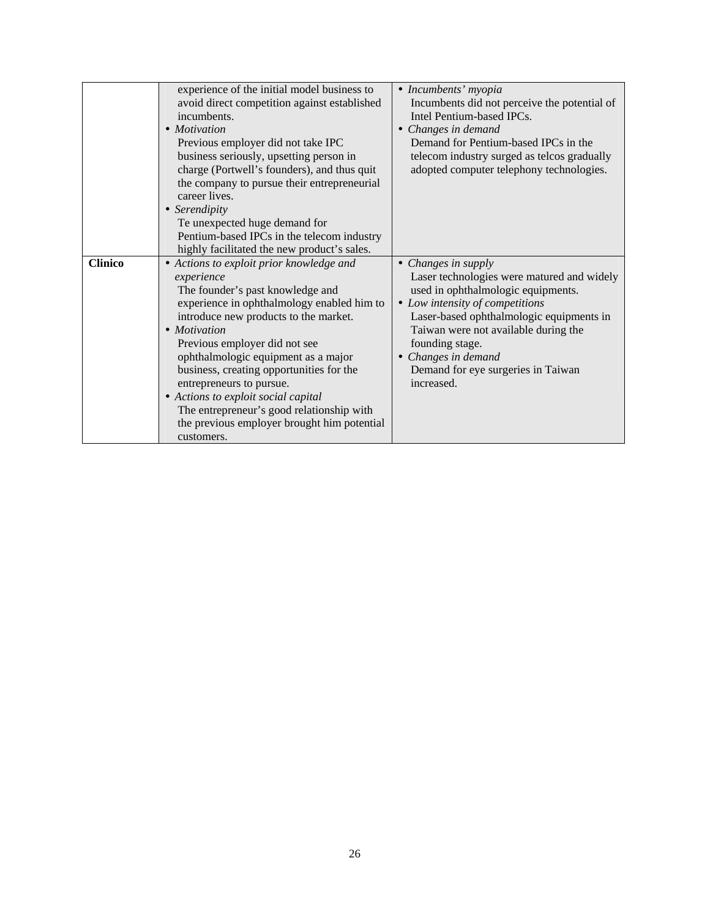| | | |
|---|---|---|
| | experience of the initial model business to avoid direct competition against established incumbents.<br>• *Motivation*<br>Previous employer did not take IPC business seriously, upsetting person in charge (Portwell's founders), and thus quit the company to pursue their entrepreneurial career lives.<br>• *Serendipity*<br>Te unexpected huge demand for Pentium-based IPCs in the telecom industry highly facilitated the new product's sales. | • *Incumbents' myopia*<br>Incumbents did not perceive the potential of Intel Pentium-based IPCs.<br>• *Changes in demand*<br>Demand for Pentium-based IPCs in the telecom industry surged as telcos gradually adopted computer telephony technologies. |
| **Clinico** | • *Actions to exploit prior knowledge and experience*<br>The founder's past knowledge and experience in ophthalmology enabled him to introduce new products to the market.<br>• *Motivation*<br>Previous employer did not see ophthalmologic equipment as a major business, creating opportunities for the entrepreneurs to pursue.<br>• *Actions to exploit social capital*<br>The entrepreneur's good relationship with the previous employer brought him potential customers. | • *Changes in supply*<br>Laser technologies were matured and widely used in ophthalmologic equipments.<br>• *Low intensity of competitions*<br>Laser-based ophthalmologic equipments in Taiwan were not available during the founding stage.<br>• *Changes in demand*<br>Demand for eye surgeries in Taiwan increased. |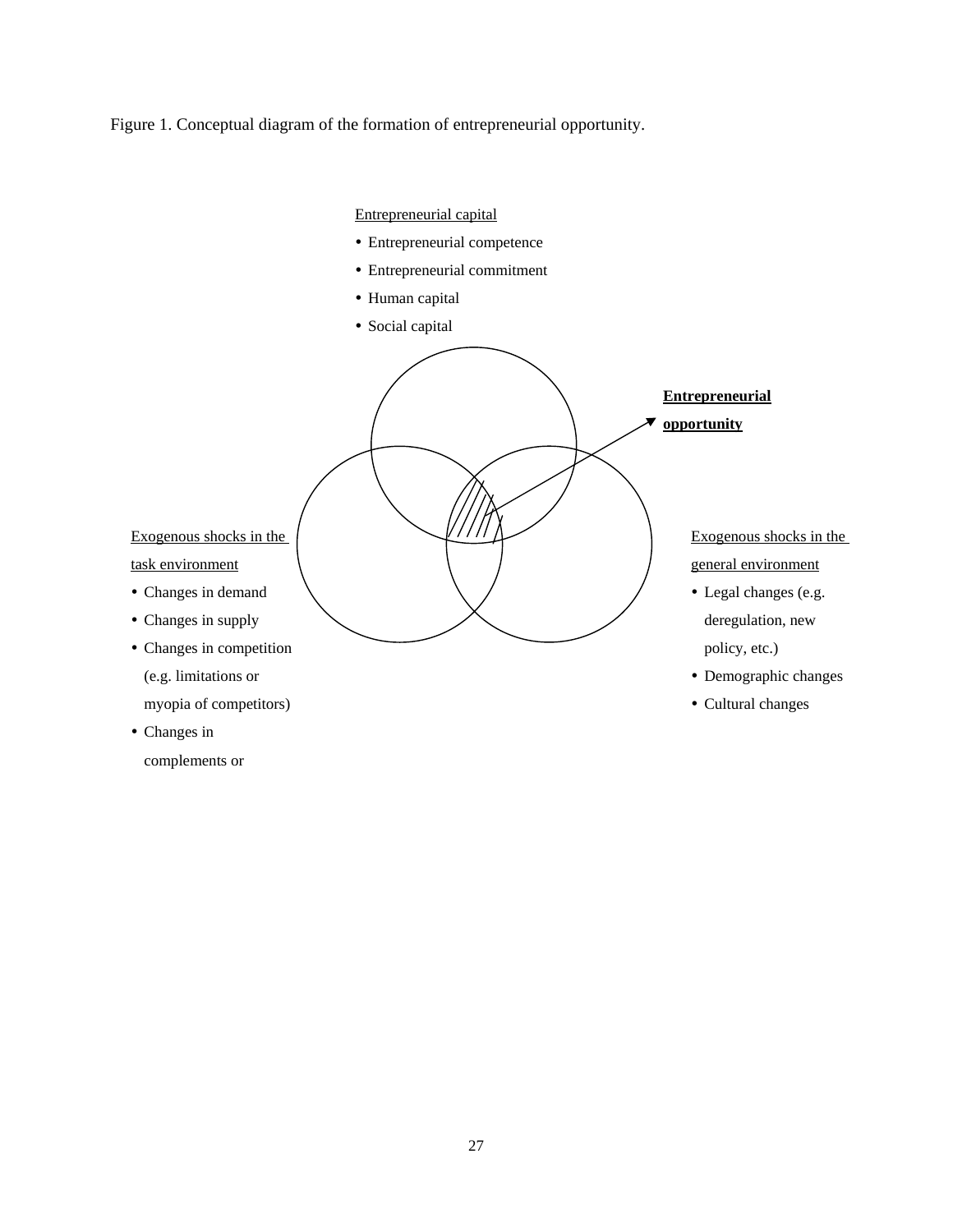Figure 1. Conceptual diagram of the formation of entrepreneurial opportunity.

Entrepreneurial capital

- Entrepreneurial competence
- Entrepreneurial commitment
- Human capital
- Social capital

**Entrepreneurial opportunity**

Exogenous shocks in the task environment

- Changes in demand
- Changes in supply
- Changes in competition (e.g. limitations or myopia of competitors)
- Changes in complements or

Exogenous shocks in the general environment

- Legal changes (e.g. deregulation, new policy, etc.)
- Demographic changes
- Cultural changes